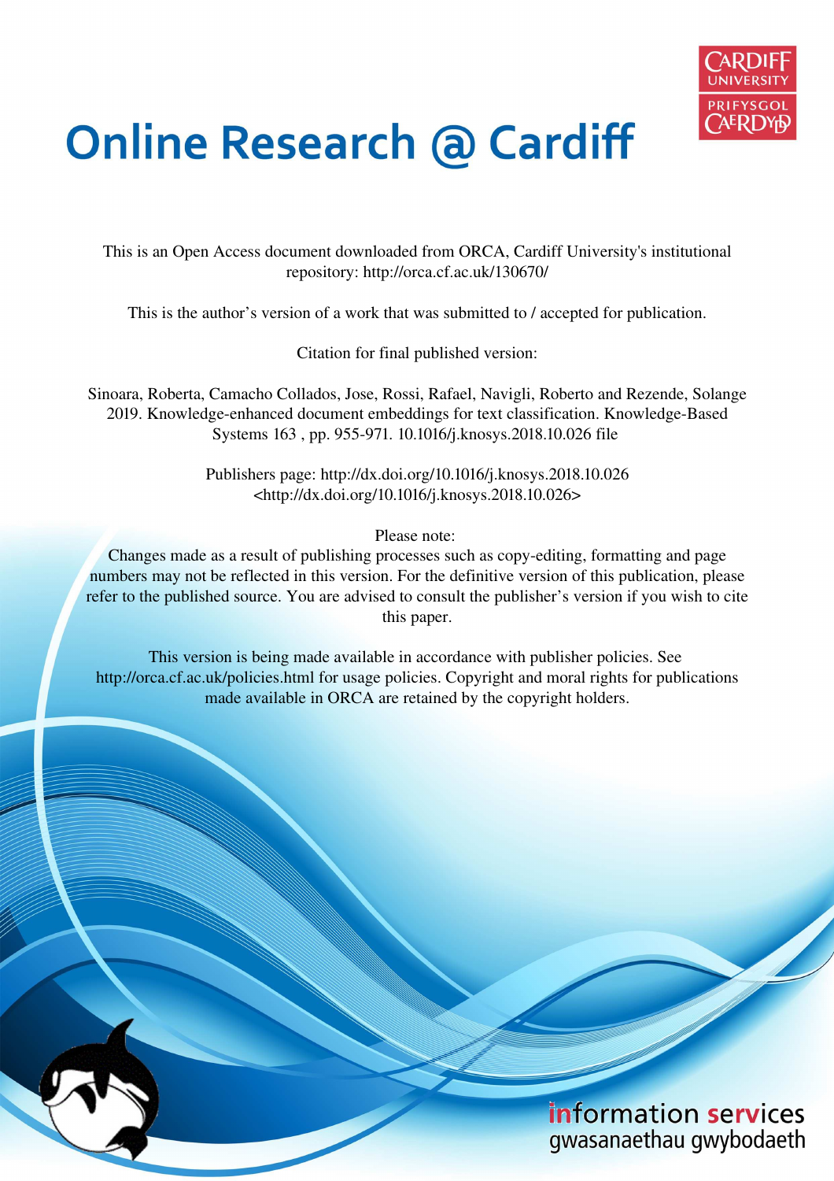# Online Research @ Cardiff

This is an Open Access document downloaded from ORCA, Cardiff University's institutional repository: http://orca.cf.ac.uk/130670/

This is the author's version of a work that was submitted to / accepted for publication.

Citation for final published version:

Sinoara, Roberta, Camacho Collados, Jose, Rossi, Rafael, Navigli, Roberto and Rezende, Solange 2019. Knowledge-enhanced document embeddings for text classification. Knowledge-Based Systems 163 , pp. 955-971. 10.1016/j.knosys.2018.10.026 file

Publishers page: http://dx.doi.org/10.1016/j.knosys.2018.10.026 <http://dx.doi.org/10.1016/j.knosys.2018.10.026>

Please note:
Changes made as a result of publishing processes such as copy-editing, formatting and page numbers may not be reflected in this version. For the definitive version of this publication, please refer to the published source. You are advised to consult the publisher's version if you wish to cite this paper.

This version is being made available in accordance with publisher policies. See http://orca.cf.ac.uk/policies.html for usage policies. Copyright and moral rights for publications made available in ORCA are retained by the copyright holders.

information services
gwasanaethau gwybodaeth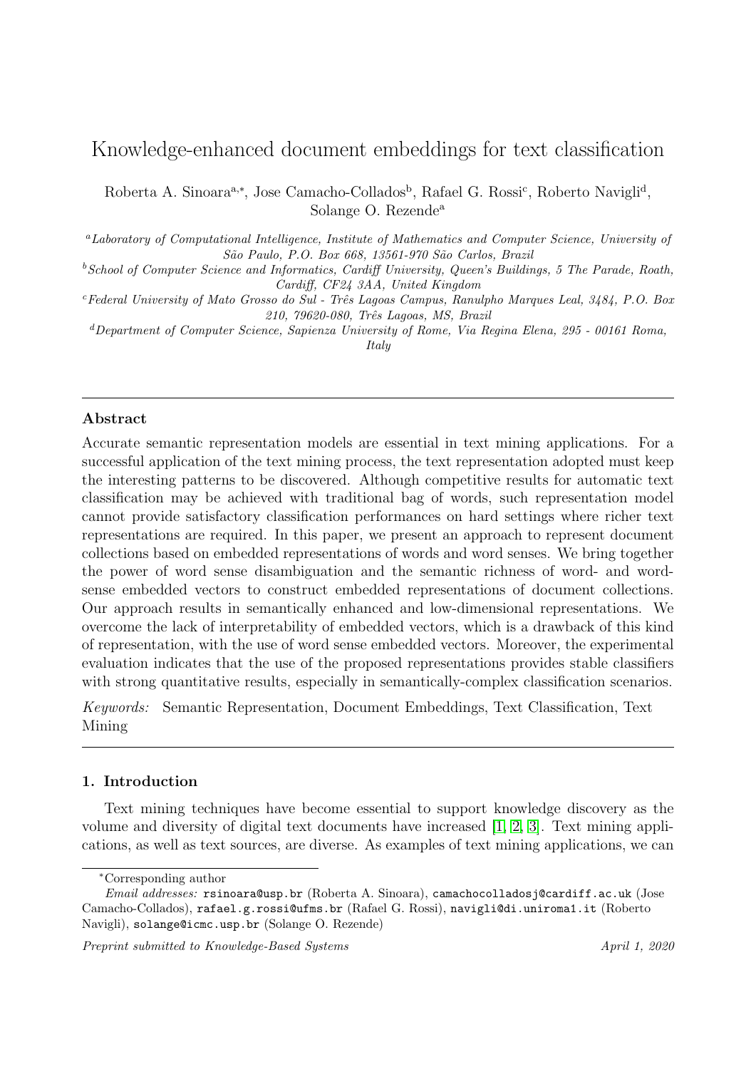# Knowledge-enhanced document embeddings for text classification

Roberta A. Sinoara[a,*], Jose Camacho-Collados[b], Rafael G. Rossi[c], Roberto Navigli[d], Solange O. Rezende[a]

[a]*Laboratory of Computational Intelligence, Institute of Mathematics and Computer Science, University of São Paulo, P.O. Box 668, 13561-970 São Carlos, Brazil*

[b]*School of Computer Science and Informatics, Cardiff University, Queen's Buildings, 5 The Parade, Roath, Cardiff, CF24 3AA, United Kingdom*

[c]*Federal University of Mato Grosso do Sul - Três Lagoas Campus, Ranulpho Marques Leal, 3484, P.O. Box 210, 79620-080, Três Lagoas, MS, Brazil*

[d]*Department of Computer Science, Sapienza University of Rome, Via Regina Elena, 295 - 00161 Roma, Italy*

---

**Abstract**

Accurate semantic representation models are essential in text mining applications. For a successful application of the text mining process, the text representation adopted must keep the interesting patterns to be discovered. Although competitive results for automatic text classification may be achieved with traditional bag of words, such representation model cannot provide satisfactory classification performances on hard settings where richer text representations are required. In this paper, we present an approach to represent document collections based on embedded representations of words and word senses. We bring together the power of word sense disambiguation and the semantic richness of word- and word-sense embedded vectors to construct embedded representations of document collections. Our approach results in semantically enhanced and low-dimensional representations. We overcome the lack of interpretability of embedded vectors, which is a drawback of this kind of representation, with the use of word sense embedded vectors. Moreover, the experimental evaluation indicates that the use of the proposed representations provides stable classifiers with strong quantitative results, especially in semantically-complex classification scenarios.

*Keywords:* Semantic Representation, Document Embeddings, Text Classification, Text Mining

---

## 1. Introduction

Text mining techniques have become essential to support knowledge discovery as the volume and diversity of digital text documents have increased [1, 2, 3]. Text mining applications, as well as text sources, are diverse. As examples of text mining applications, we can

---

*Corresponding author

*Email addresses:* rsinoara@usp.br (Roberta A. Sinoara), camachocolladosj@cardiff.ac.uk (Jose Camacho-Collados), rafael.g.rossi@ufms.br (Rafael G. Rossi), navigli@di.uniroma1.it (Roberto Navigli), solange@icmc.usp.br (Solange O. Rezende)

*Preprint submitted to Knowledge-Based Systems* *April 1, 2020*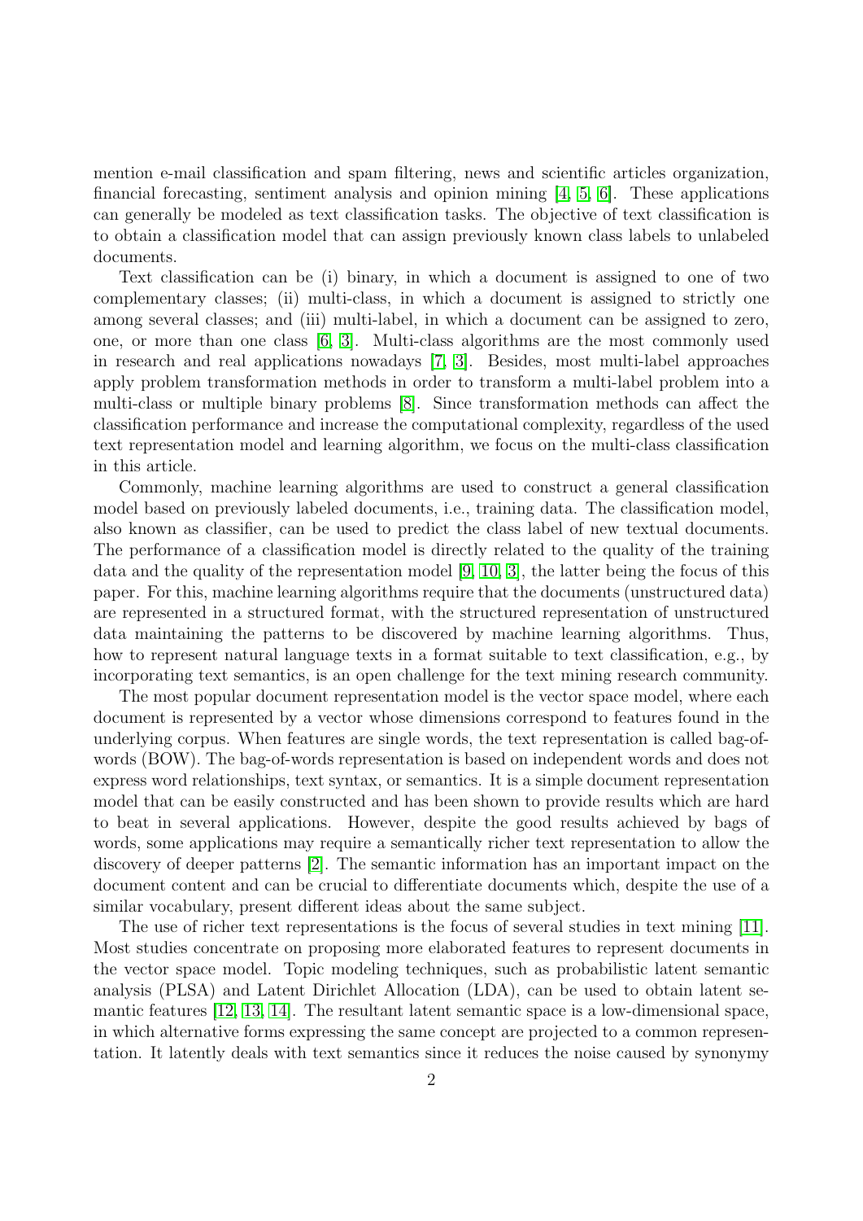mention e-mail classification and spam filtering, news and scientific articles organization, financial forecasting, sentiment analysis and opinion mining [4, 5, 6]. These applications can generally be modeled as text classification tasks. The objective of text classification is to obtain a classification model that can assign previously known class labels to unlabeled documents.

Text classification can be (i) binary, in which a document is assigned to one of two complementary classes; (ii) multi-class, in which a document is assigned to strictly one among several classes; and (iii) multi-label, in which a document can be assigned to zero, one, or more than one class [6, 3]. Multi-class algorithms are the most commonly used in research and real applications nowadays [7, 3]. Besides, most multi-label approaches apply problem transformation methods in order to transform a multi-label problem into a multi-class or multiple binary problems [8]. Since transformation methods can affect the classification performance and increase the computational complexity, regardless of the used text representation model and learning algorithm, we focus on the multi-class classification in this article.

Commonly, machine learning algorithms are used to construct a general classification model based on previously labeled documents, i.e., training data. The classification model, also known as classifier, can be used to predict the class label of new textual documents. The performance of a classification model is directly related to the quality of the training data and the quality of the representation model [9, 10, 3], the latter being the focus of this paper. For this, machine learning algorithms require that the documents (unstructured data) are represented in a structured format, with the structured representation of unstructured data maintaining the patterns to be discovered by machine learning algorithms. Thus, how to represent natural language texts in a format suitable to text classification, e.g., by incorporating text semantics, is an open challenge for the text mining research community.

The most popular document representation model is the vector space model, where each document is represented by a vector whose dimensions correspond to features found in the underlying corpus. When features are single words, the text representation is called bag-of-words (BOW). The bag-of-words representation is based on independent words and does not express word relationships, text syntax, or semantics. It is a simple document representation model that can be easily constructed and has been shown to provide results which are hard to beat in several applications. However, despite the good results achieved by bags of words, some applications may require a semantically richer text representation to allow the discovery of deeper patterns [2]. The semantic information has an important impact on the document content and can be crucial to differentiate documents which, despite the use of a similar vocabulary, present different ideas about the same subject.

The use of richer text representations is the focus of several studies in text mining [11]. Most studies concentrate on proposing more elaborated features to represent documents in the vector space model. Topic modeling techniques, such as probabilistic latent semantic analysis (PLSA) and Latent Dirichlet Allocation (LDA), can be used to obtain latent semantic features [12, 13, 14]. The resultant latent semantic space is a low-dimensional space, in which alternative forms expressing the same concept are projected to a common representation. It latently deals with text semantics since it reduces the noise caused by synonymy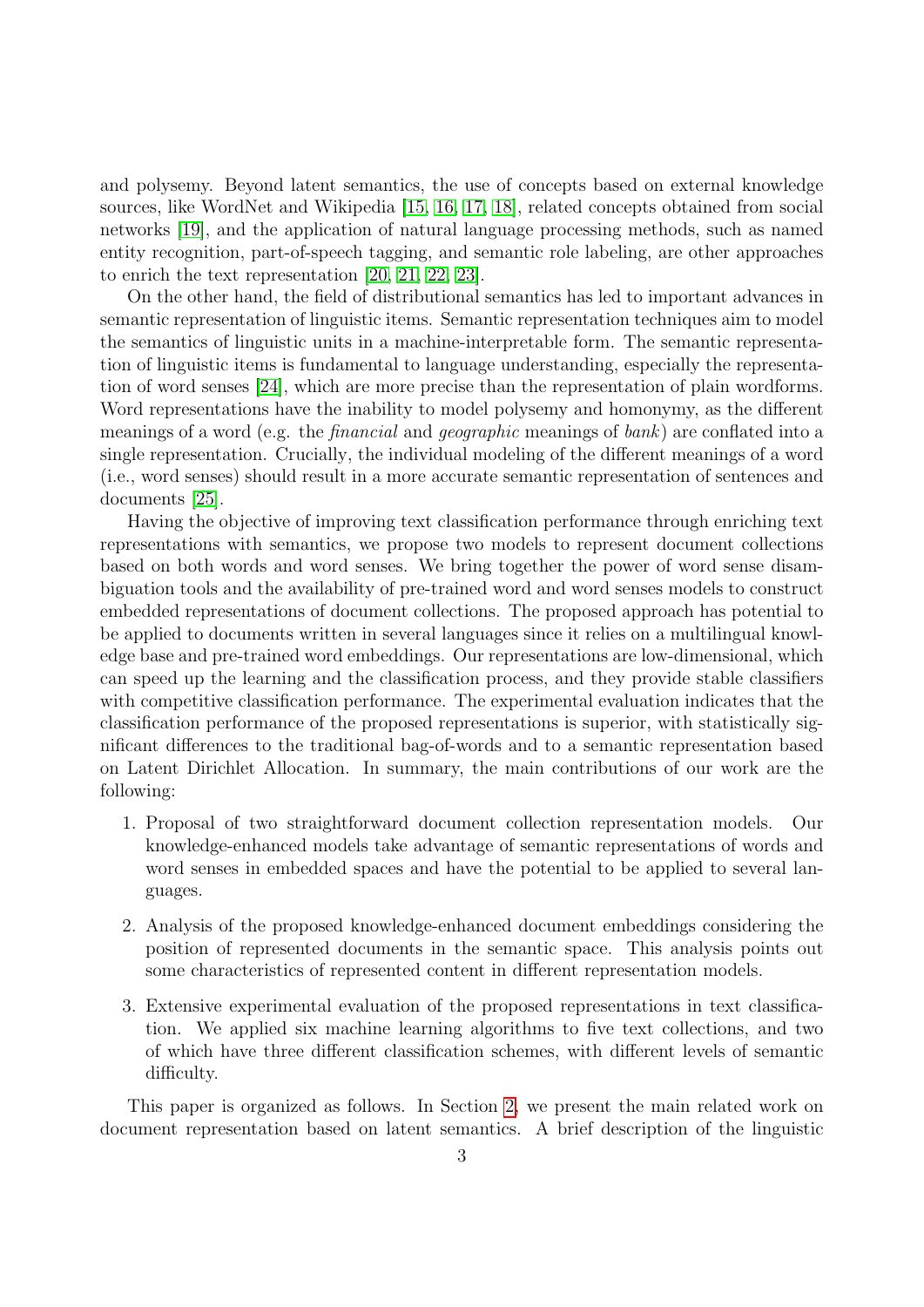and polysemy. Beyond latent semantics, the use of concepts based on external knowledge sources, like WordNet and Wikipedia [15, 16, 17, 18], related concepts obtained from social networks [19], and the application of natural language processing methods, such as named entity recognition, part-of-speech tagging, and semantic role labeling, are other approaches to enrich the text representation [20, 21, 22, 23].

On the other hand, the field of distributional semantics has led to important advances in semantic representation of linguistic items. Semantic representation techniques aim to model the semantics of linguistic units in a machine-interpretable form. The semantic representation of linguistic items is fundamental to language understanding, especially the representation of word senses [24], which are more precise than the representation of plain wordforms. Word representations have the inability to model polysemy and homonymy, as the different meanings of a word (e.g. the *financial* and *geographic* meanings of *bank*) are conflated into a single representation. Crucially, the individual modeling of the different meanings of a word (i.e., word senses) should result in a more accurate semantic representation of sentences and documents [25].

Having the objective of improving text classification performance through enriching text representations with semantics, we propose two models to represent document collections based on both words and word senses. We bring together the power of word sense disambiguation tools and the availability of pre-trained word and word senses models to construct embedded representations of document collections. The proposed approach has potential to be applied to documents written in several languages since it relies on a multilingual knowledge base and pre-trained word embeddings. Our representations are low-dimensional, which can speed up the learning and the classification process, and they provide stable classifiers with competitive classification performance. The experimental evaluation indicates that the classification performance of the proposed representations is superior, with statistically significant differences to the traditional bag-of-words and to a semantic representation based on Latent Dirichlet Allocation. In summary, the main contributions of our work are the following:

1. Proposal of two straightforward document collection representation models. Our knowledge-enhanced models take advantage of semantic representations of words and word senses in embedded spaces and have the potential to be applied to several languages.

2. Analysis of the proposed knowledge-enhanced document embeddings considering the position of represented documents in the semantic space. This analysis points out some characteristics of represented content in different representation models.

3. Extensive experimental evaluation of the proposed representations in text classification. We applied six machine learning algorithms to five text collections, and two of which have three different classification schemes, with different levels of semantic difficulty.

This paper is organized as follows. In Section 2, we present the main related work on document representation based on latent semantics. A brief description of the linguistic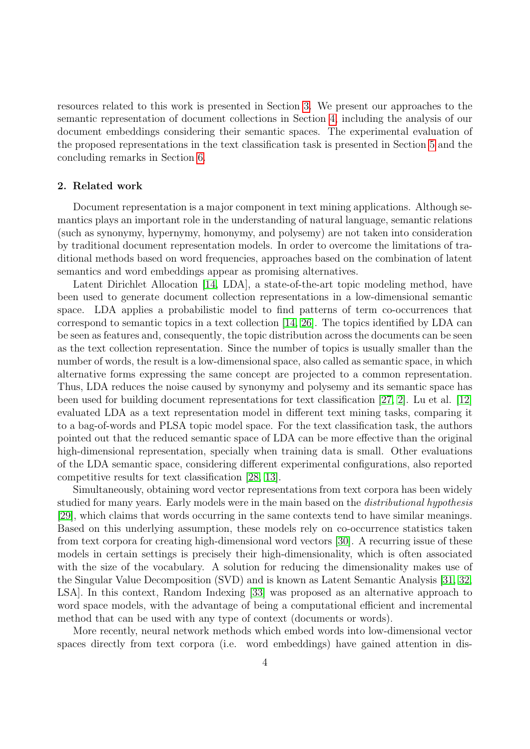resources related to this work is presented in Section 3. We present our approaches to the semantic representation of document collections in Section 4, including the analysis of our document embeddings considering their semantic spaces. The experimental evaluation of the proposed representations in the text classification task is presented in Section 5 and the concluding remarks in Section 6.

## 2. Related work

Document representation is a major component in text mining applications. Although semantics plays an important role in the understanding of natural language, semantic relations (such as synonymy, hypernymy, homonymy, and polysemy) are not taken into consideration by traditional document representation models. In order to overcome the limitations of traditional methods based on word frequencies, approaches based on the combination of latent semantics and word embeddings appear as promising alternatives.

Latent Dirichlet Allocation [14, LDA], a state-of-the-art topic modeling method, have been used to generate document collection representations in a low-dimensional semantic space. LDA applies a probabilistic model to find patterns of term co-occurrences that correspond to semantic topics in a text collection [14, 26]. The topics identified by LDA can be seen as features and, consequently, the topic distribution across the documents can be seen as the text collection representation. Since the number of topics is usually smaller than the number of words, the result is a low-dimensional space, also called as semantic space, in which alternative forms expressing the same concept are projected to a common representation. Thus, LDA reduces the noise caused by synonymy and polysemy and its semantic space has been used for building document representations for text classification [27, 2]. Lu et al. [12] evaluated LDA as a text representation model in different text mining tasks, comparing it to a bag-of-words and PLSA topic model space. For the text classification task, the authors pointed out that the reduced semantic space of LDA can be more effective than the original high-dimensional representation, specially when training data is small. Other evaluations of the LDA semantic space, considering different experimental configurations, also reported competitive results for text classification [28, 13].

Simultaneously, obtaining word vector representations from text corpora has been widely studied for many years. Early models were in the main based on the *distributional hypothesis* [29], which claims that words occurring in the same contexts tend to have similar meanings. Based on this underlying assumption, these models rely on co-occurrence statistics taken from text corpora for creating high-dimensional word vectors [30]. A recurring issue of these models in certain settings is precisely their high-dimensionality, which is often associated with the size of the vocabulary. A solution for reducing the dimensionality makes use of the Singular Value Decomposition (SVD) and is known as Latent Semantic Analysis [31, 32, LSA]. In this context, Random Indexing [33] was proposed as an alternative approach to word space models, with the advantage of being a computational efficient and incremental method that can be used with any type of context (documents or words).

More recently, neural network methods which embed words into low-dimensional vector spaces directly from text corpora (i.e. word embeddings) have gained attention in dis-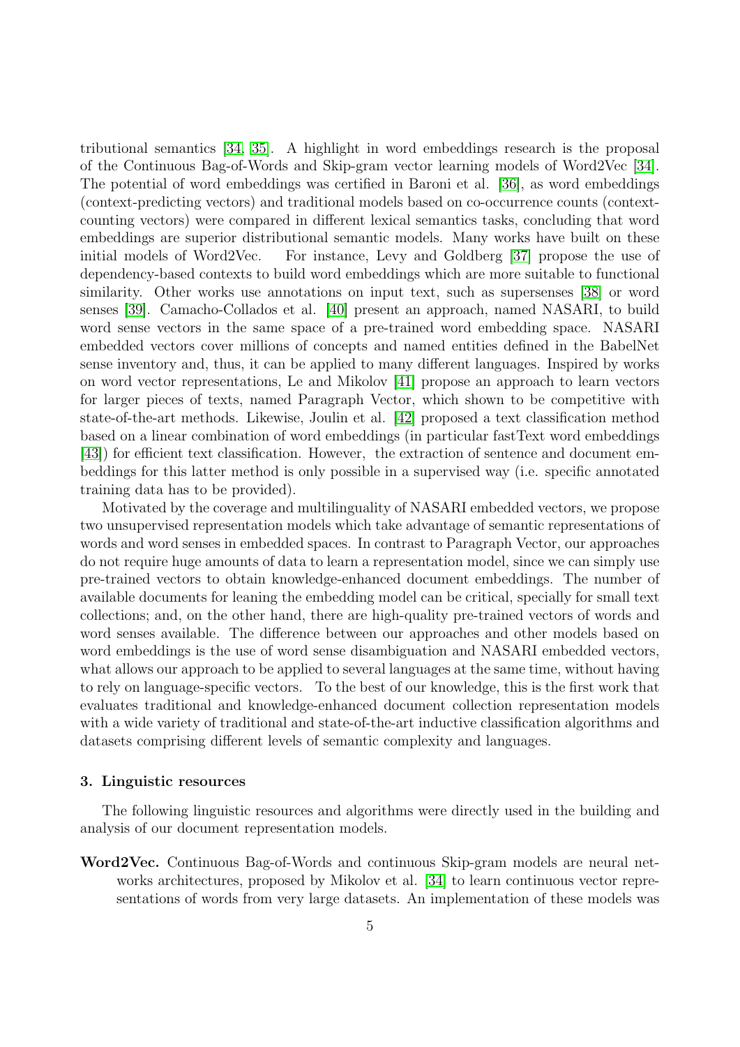tributional semantics [34, 35]. A highlight in word embeddings research is the proposal of the Continuous Bag-of-Words and Skip-gram vector learning models of Word2Vec [34]. The potential of word embeddings was certified in Baroni et al. [36], as word embeddings (context-predicting vectors) and traditional models based on co-occurrence counts (context-counting vectors) were compared in different lexical semantics tasks, concluding that word embeddings are superior distributional semantic models. Many works have built on these initial models of Word2Vec. For instance, Levy and Goldberg [37] propose the use of dependency-based contexts to build word embeddings which are more suitable to functional similarity. Other works use annotations on input text, such as supersenses [38] or word senses [39]. Camacho-Collados et al. [40] present an approach, named NASARI, to build word sense vectors in the same space of a pre-trained word embedding space. NASARI embedded vectors cover millions of concepts and named entities defined in the BabelNet sense inventory and, thus, it can be applied to many different languages. Inspired by works on word vector representations, Le and Mikolov [41] propose an approach to learn vectors for larger pieces of texts, named Paragraph Vector, which shown to be competitive with state-of-the-art methods. Likewise, Joulin et al. [42] proposed a text classification method based on a linear combination of word embeddings (in particular fastText word embeddings [43]) for efficient text classification. However, the extraction of sentence and document embeddings for this latter method is only possible in a supervised way (i.e. specific annotated training data has to be provided).

Motivated by the coverage and multilinguality of NASARI embedded vectors, we propose two unsupervised representation models which take advantage of semantic representations of words and word senses in embedded spaces. In contrast to Paragraph Vector, our approaches do not require huge amounts of data to learn a representation model, since we can simply use pre-trained vectors to obtain knowledge-enhanced document embeddings. The number of available documents for leaning the embedding model can be critical, specially for small text collections; and, on the other hand, there are high-quality pre-trained vectors of words and word senses available. The difference between our approaches and other models based on word embeddings is the use of word sense disambiguation and NASARI embedded vectors, what allows our approach to be applied to several languages at the same time, without having to rely on language-specific vectors. To the best of our knowledge, this is the first work that evaluates traditional and knowledge-enhanced document collection representation models with a wide variety of traditional and state-of-the-art inductive classification algorithms and datasets comprising different levels of semantic complexity and languages.

### 3. Linguistic resources

The following linguistic resources and algorithms were directly used in the building and analysis of our document representation models.

**Word2Vec.** Continuous Bag-of-Words and continuous Skip-gram models are neural networks architectures, proposed by Mikolov et al. [34] to learn continuous vector representations of words from very large datasets. An implementation of these models was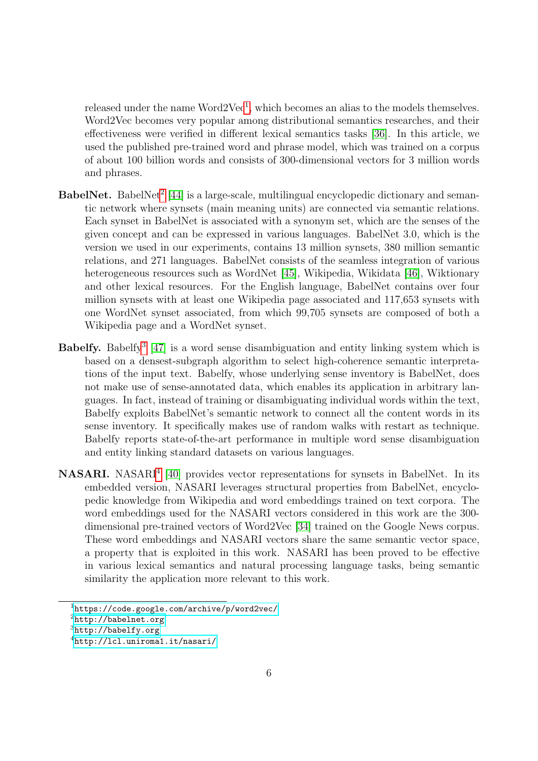released under the name Word2Vec[1], which becomes an alias to the models themselves. Word2Vec becomes very popular among distributional semantics researches, and their effectiveness were verified in different lexical semantics tasks [36]. In this article, we used the published pre-trained word and phrase model, which was trained on a corpus of about 100 billion words and consists of 300-dimensional vectors for 3 million words and phrases.

**BabelNet.** BabelNet[2] [44] is a large-scale, multilingual encyclopedic dictionary and semantic network where synsets (main meaning units) are connected via semantic relations. Each synset in BabelNet is associated with a synonym set, which are the senses of the given concept and can be expressed in various languages. BabelNet 3.0, which is the version we used in our experiments, contains 13 million synsets, 380 million semantic relations, and 271 languages. BabelNet consists of the seamless integration of various heterogeneous resources such as WordNet [45], Wikipedia, Wikidata [46], Wiktionary and other lexical resources. For the English language, BabelNet contains over four million synsets with at least one Wikipedia page associated and 117,653 synsets with one WordNet synset associated, from which 99,705 synsets are composed of both a Wikipedia page and a WordNet synset.

**Babelfy.** Babelfy[3] [47] is a word sense disambiguation and entity linking system which is based on a densest-subgraph algorithm to select high-coherence semantic interpretations of the input text. Babelfy, whose underlying sense inventory is BabelNet, does not make use of sense-annotated data, which enables its application in arbitrary languages. In fact, instead of training or disambiguating individual words within the text, Babelfy exploits BabelNet's semantic network to connect all the content words in its sense inventory. It specifically makes use of random walks with restart as technique. Babelfy reports state-of-the-art performance in multiple word sense disambiguation and entity linking standard datasets on various languages.

**NASARI.** NASARI[4] [40] provides vector representations for synsets in BabelNet. In its embedded version, NASARI leverages structural properties from BabelNet, encyclopedic knowledge from Wikipedia and word embeddings trained on text corpora. The word embeddings used for the NASARI vectors considered in this work are the 300-dimensional pre-trained vectors of Word2Vec [34] trained on the Google News corpus. These word embeddings and NASARI vectors share the same semantic vector space, a property that is exploited in this work. NASARI has been proved to be effective in various lexical semantics and natural processing language tasks, being semantic similarity the application more relevant to this work.

---

[1] https://code.google.com/archive/p/word2vec/

[2] http://babelnet.org

[3] http://babelfy.org

[4] http://lcl.uniroma1.it/nasari/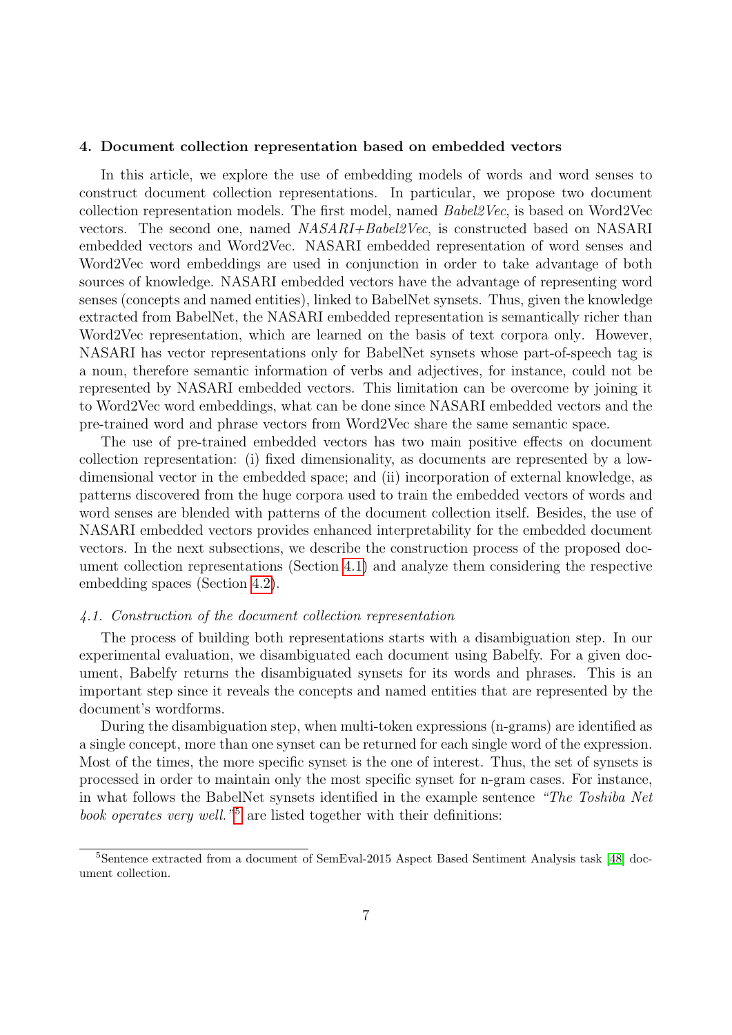## 4. Document collection representation based on embedded vectors

In this article, we explore the use of embedding models of words and word senses to construct document collection representations. In particular, we propose two document collection representation models. The first model, named *Babel2Vec*, is based on Word2Vec vectors. The second one, named *NASARI+Babel2Vec*, is constructed based on NASARI embedded vectors and Word2Vec. NASARI embedded representation of word senses and Word2Vec word embeddings are used in conjunction in order to take advantage of both sources of knowledge. NASARI embedded vectors have the advantage of representing word senses (concepts and named entities), linked to BabelNet synsets. Thus, given the knowledge extracted from BabelNet, the NASARI embedded representation is semantically richer than Word2Vec representation, which are learned on the basis of text corpora only. However, NASARI has vector representations only for BabelNet synsets whose part-of-speech tag is a noun, therefore semantic information of verbs and adjectives, for instance, could not be represented by NASARI embedded vectors. This limitation can be overcome by joining it to Word2Vec word embeddings, what can be done since NASARI embedded vectors and the pre-trained word and phrase vectors from Word2Vec share the same semantic space.

The use of pre-trained embedded vectors has two main positive effects on document collection representation: (i) fixed dimensionality, as documents are represented by a low-dimensional vector in the embedded space; and (ii) incorporation of external knowledge, as patterns discovered from the huge corpora used to train the embedded vectors of words and word senses are blended with patterns of the document collection itself. Besides, the use of NASARI embedded vectors provides enhanced interpretability for the embedded document vectors. In the next subsections, we describe the construction process of the proposed document collection representations (Section 4.1) and analyze them considering the respective embedding spaces (Section 4.2).

### *4.1. Construction of the document collection representation*

The process of building both representations starts with a disambiguation step. In our experimental evaluation, we disambiguated each document using Babelfy. For a given document, Babelfy returns the disambiguated synsets for its words and phrases. This is an important step since it reveals the concepts and named entities that are represented by the document's wordforms.

During the disambiguation step, when multi-token expressions (n-grams) are identified as a single concept, more than one synset can be returned for each single word of the expression. Most of the times, the more specific synset is the one of interest. Thus, the set of synsets is processed in order to maintain only the most specific synset for n-gram cases. For instance, in what follows the BabelNet synsets identified in the example sentence *"The Toshiba Net book operates very well."*[5] are listed together with their definitions:

[5] Sentence extracted from a document of SemEval-2015 Aspect Based Sentiment Analysis task [48] document collection.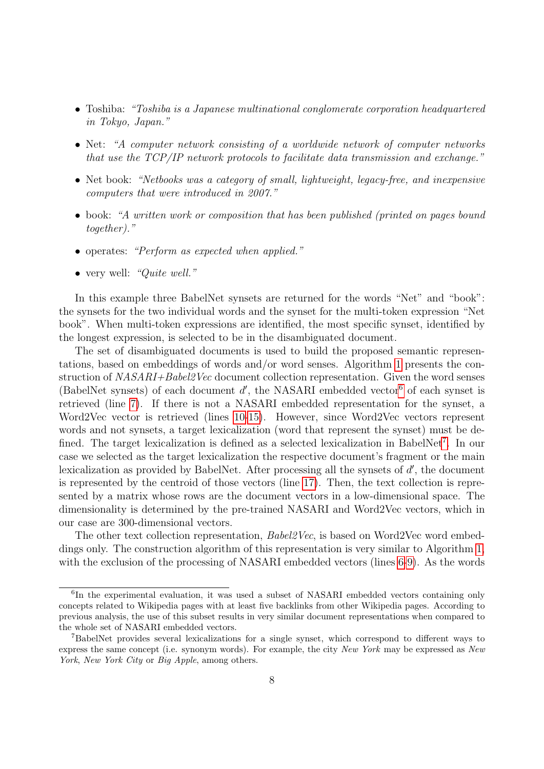- Toshiba: *"Toshiba is a Japanese multinational conglomerate corporation headquartered in Tokyo, Japan."*
- Net: *"A computer network consisting of a worldwide network of computer networks that use the TCP/IP network protocols to facilitate data transmission and exchange."*
- Net book: *"Netbooks was a category of small, lightweight, legacy-free, and inexpensive computers that were introduced in 2007."*
- book: *"A written work or composition that has been published (printed on pages bound together)."*
- operates: *"Perform as expected when applied."*
- very well: *"Quite well."*

In this example three BabelNet synsets are returned for the words "Net" and "book": the synsets for the two individual words and the synset for the multi-token expression "Net book". When multi-token expressions are identified, the most specific synset, identified by the longest expression, is selected to be in the disambiguated document.

The set of disambiguated documents is used to build the proposed semantic representations, based on embeddings of words and/or word senses. Algorithm 1 presents the construction of *NASARI+Babel2Vec* document collection representation. Given the word senses (BabelNet synsets) of each document $d'$, the NASARI embedded vector[6] of each synset is retrieved (line 7). If there is not a NASARI embedded representation for the synset, a Word2Vec vector is retrieved (lines 10-15). However, since Word2Vec vectors represent words and not synsets, a target lexicalization (word that represent the synset) must be defined. The target lexicalization is defined as a selected lexicalization in BabelNet[7]. In our case we selected as the target lexicalization the respective document's fragment or the main lexicalization as provided by BabelNet. After processing all the synsets of $d'$, the document is represented by the centroid of those vectors (line 17). Then, the text collection is represented by a matrix whose rows are the document vectors in a low-dimensional space. The dimensionality is determined by the pre-trained NASARI and Word2Vec vectors, which in our case are 300-dimensional vectors.

The other text collection representation, *Babel2Vec*, is based on Word2Vec word embeddings only. The construction algorithm of this representation is very similar to Algorithm 1, with the exclusion of the processing of NASARI embedded vectors (lines 6-9). As the words

[6] In the experimental evaluation, it was used a subset of NASARI embedded vectors containing only concepts related to Wikipedia pages with at least five backlinks from other Wikipedia pages. According to previous analysis, the use of this subset results in very similar document representations when compared to the whole set of NASARI embedded vectors.

[7] BabelNet provides several lexicalizations for a single synset, which correspond to different ways to express the same concept (i.e. synonym words). For example, the city *New York* may be expressed as *New York*, *New York City* or *Big Apple*, among others.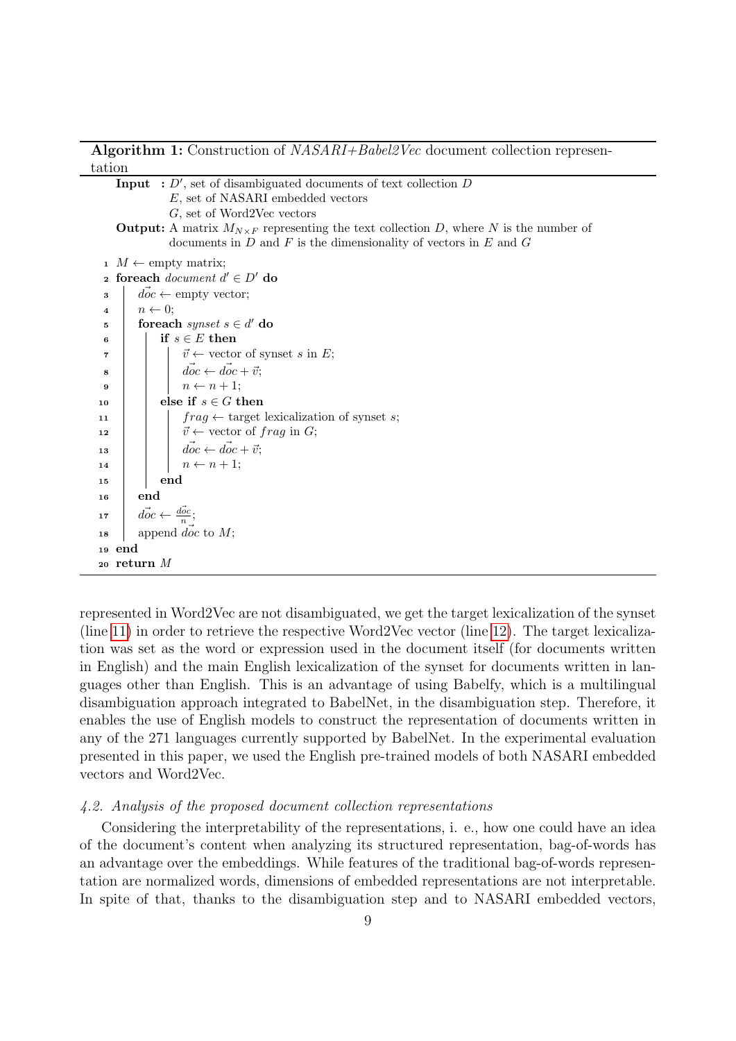**Algorithm 1:** Construction of *NASARI+Babel2Vec* document collection representation

**Input :** $D'$, set of disambiguated documents of text collection $D$
$E$, set of NASARI embedded vectors
$G$, set of Word2Vec vectors

**Output:** A matrix $M_{N \times F}$ representing the text collection $D$, where $N$ is the number of documents in $D$ and $F$ is the dimensionality of vectors in $E$ and $G$

```
1  M ← empty matrix;
2  foreach document d' ∈ D' do
3      doc⃗ ← empty vector;
4      n ← 0;
5      foreach synset s ∈ d' do
6          if s ∈ E then
7              v⃗ ← vector of synset s in E;
8              doc⃗ ← doc⃗ + v⃗;
9              n ← n + 1;
10         else if s ∈ G then
11             frag ← target lexicalization of synset s;
12             v⃗ ← vector of frag in G;
13             doc⃗ ← doc⃗ + v⃗;
14             n ← n + 1;
15         end
16     end
17     doc⃗ ← doc⃗ / n;
18     append doc⃗ to M;
19 end
20 return M
```

represented in Word2Vec are not disambiguated, we get the target lexicalization of the synset (line 11) in order to retrieve the respective Word2Vec vector (line 12). The target lexicalization was set as the word or expression used in the document itself (for documents written in English) and the main English lexicalization of the synset for documents written in languages other than English. This is an advantage of using Babelfy, which is a multilingual disambiguation approach integrated to BabelNet, in the disambiguation step. Therefore, it enables the use of English models to construct the representation of documents written in any of the 271 languages currently supported by BabelNet. In the experimental evaluation presented in this paper, we used the English pre-trained models of both NASARI embedded vectors and Word2Vec.

### *4.2. Analysis of the proposed document collection representations*

Considering the interpretability of the representations, i. e., how one could have an idea of the document's content when analyzing its structured representation, bag-of-words has an advantage over the embeddings. While features of the traditional bag-of-words representation are normalized words, dimensions of embedded representations are not interpretable. In spite of that, thanks to the disambiguation step and to NASARI embedded vectors,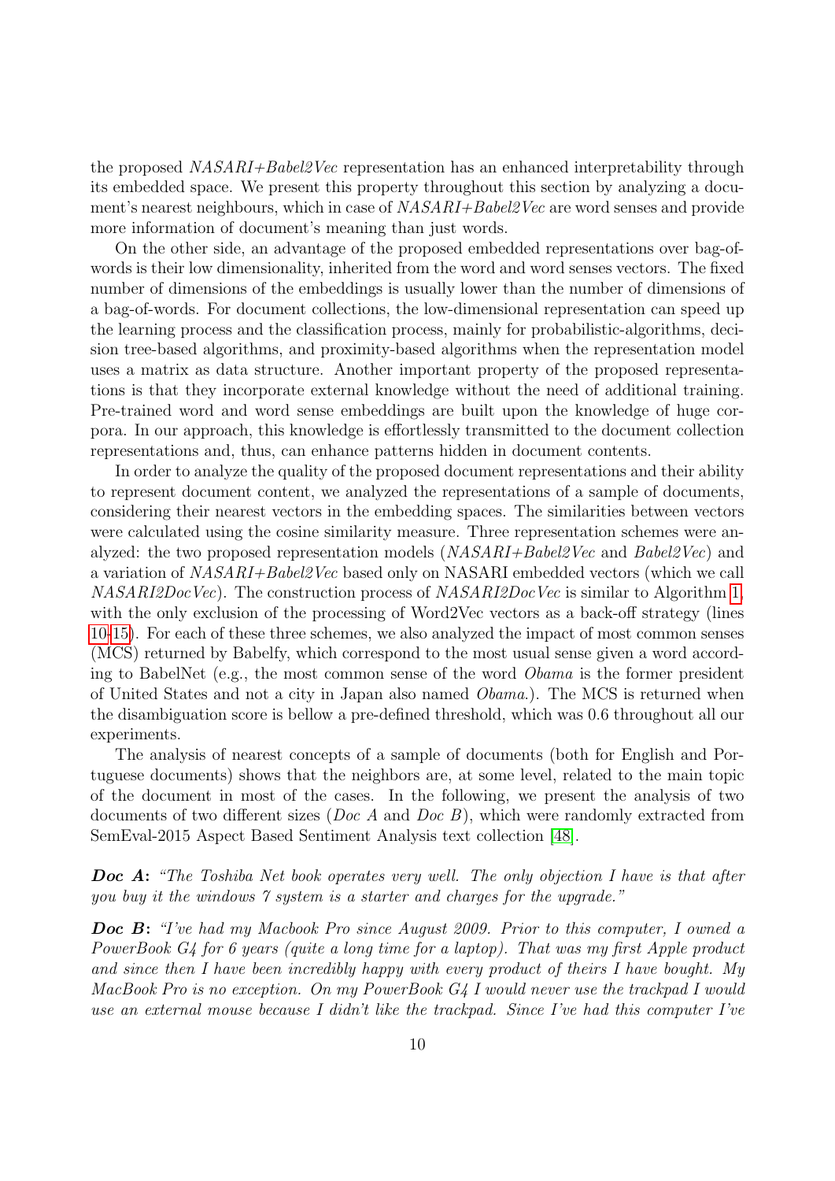the proposed *NASARI+Babel2Vec* representation has an enhanced interpretability through its embedded space. We present this property throughout this section by analyzing a document's nearest neighbours, which in case of *NASARI+Babel2Vec* are word senses and provide more information of document's meaning than just words.

On the other side, an advantage of the proposed embedded representations over bag-of-words is their low dimensionality, inherited from the word and word senses vectors. The fixed number of dimensions of the embeddings is usually lower than the number of dimensions of a bag-of-words. For document collections, the low-dimensional representation can speed up the learning process and the classification process, mainly for probabilistic-algorithms, decision tree-based algorithms, and proximity-based algorithms when the representation model uses a matrix as data structure. Another important property of the proposed representations is that they incorporate external knowledge without the need of additional training. Pre-trained word and word sense embeddings are built upon the knowledge of huge corpora. In our approach, this knowledge is effortlessly transmitted to the document collection representations and, thus, can enhance patterns hidden in document contents.

In order to analyze the quality of the proposed document representations and their ability to represent document content, we analyzed the representations of a sample of documents, considering their nearest vectors in the embedding spaces. The similarities between vectors were calculated using the cosine similarity measure. Three representation schemes were analyzed: the two proposed representation models (*NASARI+Babel2Vec* and *Babel2Vec*) and a variation of *NASARI+Babel2Vec* based only on NASARI embedded vectors (which we call *NASARI2DocVec*). The construction process of *NASARI2DocVec* is similar to Algorithm 1, with the only exclusion of the processing of Word2Vec vectors as a back-off strategy (lines 10-15). For each of these three schemes, we also analyzed the impact of most common senses (MCS) returned by Babelfy, which correspond to the most usual sense given a word according to BabelNet (e.g., the most common sense of the word *Obama* is the former president of United States and not a city in Japan also named *Obama*.). The MCS is returned when the disambiguation score is bellow a pre-defined threshold, which was 0.6 throughout all our experiments.

The analysis of nearest concepts of a sample of documents (both for English and Portuguese documents) shows that the neighbors are, at some level, related to the main topic of the document in most of the cases. In the following, we present the analysis of two documents of two different sizes (*Doc A* and *Doc B*), which were randomly extracted from SemEval-2015 Aspect Based Sentiment Analysis text collection [48].

***Doc A***: *"The Toshiba Net book operates very well. The only objection I have is that after you buy it the windows 7 system is a starter and charges for the upgrade."*

***Doc B***: *"I've had my Macbook Pro since August 2009. Prior to this computer, I owned a PowerBook G4 for 6 years (quite a long time for a laptop). That was my first Apple product and since then I have been incredibly happy with every product of theirs I have bought. My MacBook Pro is no exception. On my PowerBook G4 I would never use the trackpad I would use an external mouse because I didn't like the trackpad. Since I've had this computer I've*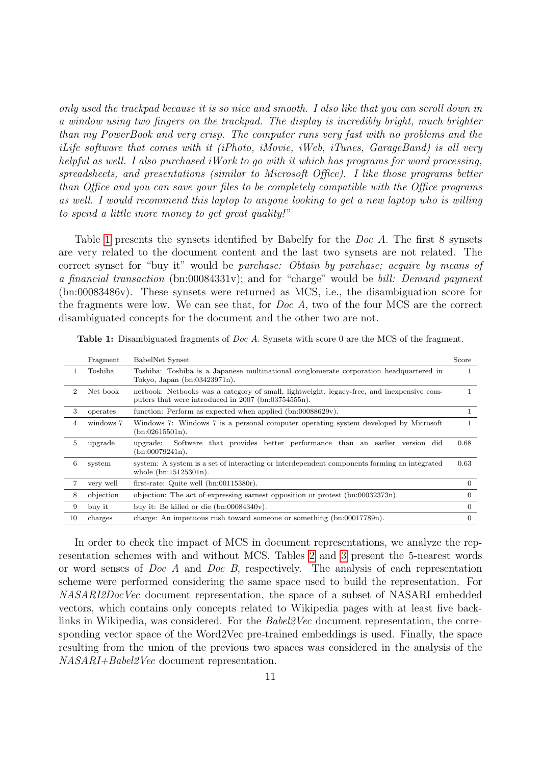*only used the trackpad because it is so nice and smooth. I also like that you can scroll down in a window using two fingers on the trackpad. The display is incredibly bright, much brighter than my PowerBook and very crisp. The computer runs very fast with no problems and the iLife software that comes with it (iPhoto, iMovie, iWeb, iTunes, GarageBand) is all very helpful as well. I also purchased iWork to go with it which has programs for word processing, spreadsheets, and presentations (similar to Microsoft Office). I like those programs better than Office and you can save your files to be completely compatible with the Office programs as well. I would recommend this laptop to anyone looking to get a new laptop who is willing to spend a little more money to get great quality!"*

Table 1 presents the synsets identified by Babelfy for the *Doc A*. The first 8 synsets are very related to the document content and the last two synsets are not related. The correct synset for "buy it" would be *purchase: Obtain by purchase; acquire by means of a financial transaction* (bn:00084331v); and for "charge" would be *bill: Demand payment* (bn:00083486v). These synsets were returned as MCS, i.e., the disambiguation score for the fragments were low. We can see that, for *Doc A*, two of the four MCS are the correct disambiguated concepts for the document and the other two are not.

**Table 1:** Disambiguated fragments of *Doc A*. Synsets with score 0 are the MCS of the fragment.

| | Fragment | BabelNet Synset | Score |
|---|---|---|---|
| 1 | Toshiba | Toshiba: Toshiba is a Japanese multinational conglomerate corporation headquartered in Tokyo, Japan (bn:03423971n). | 1 |
| 2 | Net book | netbook: Netbooks was a category of small, lightweight, legacy-free, and inexpensive computers that were introduced in 2007 (bn:03754555n). | 1 |
| 3 | operates | function: Perform as expected when applied (bn:00088629v). | 1 |
| 4 | windows 7 | Windows 7: Windows 7 is a personal computer operating system developed by Microsoft (bn:02615501n). | 1 |
| 5 | upgrade | upgrade: Software that provides better performance than an earlier version did (bn:00079241n). | 0.68 |
| 6 | system | system: A system is a set of interacting or interdependent components forming an integrated whole (bn:15125301n). | 0.63 |
| 7 | very well | first-rate: Quite well (bn:00115380r). | 0 |
| 8 | objection | objection: The act of expressing earnest opposition or protest (bn:00032373n). | 0 |
| 9 | buy it | buy it: Be killed or die (bn:00084340v). | 0 |
| 10 | charges | charge: An impetuous rush toward someone or something (bn:00017789n). | 0 |

In order to check the impact of MCS in document representations, we analyze the representation schemes with and without MCS. Tables 2 and 3 present the 5-nearest words or word senses of *Doc A* and *Doc B*, respectively. The analysis of each representation scheme were performed considering the same space used to build the representation. For *NASARI2DocVec* document representation, the space of a subset of NASARI embedded vectors, which contains only concepts related to Wikipedia pages with at least five backlinks in Wikipedia, was considered. For the *Babel2Vec* document representation, the corresponding vector space of the Word2Vec pre-trained embeddings is used. Finally, the space resulting from the union of the previous two spaces was considered in the analysis of the *NASARI+Babel2Vec* document representation.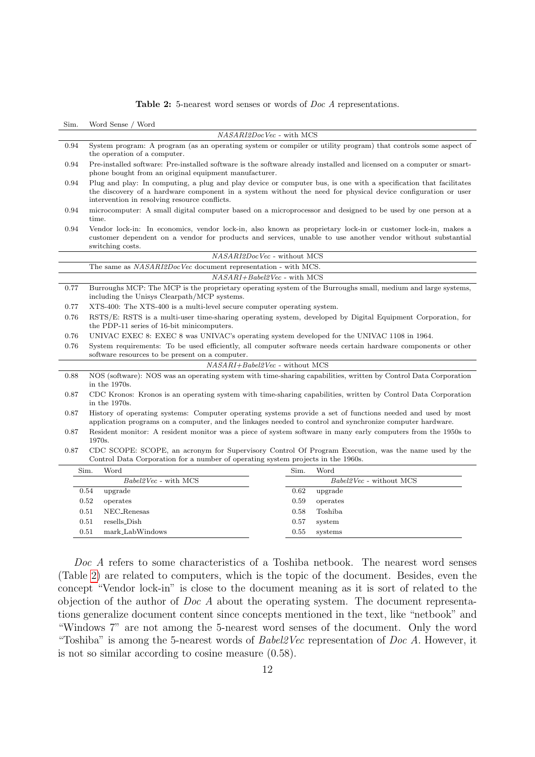**Table 2:** 5-nearest word senses or words of *Doc A* representations.

| Sim. | Word Sense / Word |
|---|---|
| | *NASARI2DocVec* - with MCS |
| 0.94 | System program: A program (as an operating system or compiler or utility program) that controls some aspect of the operation of a computer. |
| 0.94 | Pre-installed software: Pre-installed software is the software already installed and licensed on a computer or smartphone bought from an original equipment manufacturer. |
| 0.94 | Plug and play: In computing, a plug and play device or computer bus, is one with a specification that facilitates the discovery of a hardware component in a system without the need for physical device configuration or user intervention in resolving resource conflicts. |
| 0.94 | microcomputer: A small digital computer based on a microprocessor and designed to be used by one person at a time. |
| 0.94 | Vendor lock-in: In economics, vendor lock-in, also known as proprietary lock-in or customer lock-in, makes a customer dependent on a vendor for products and services, unable to use another vendor without substantial switching costs. |
| | *NASARI2DocVec* - without MCS |
| | The same as *NASARI2DocVec* document representation - with MCS. |
| | *NASARI+Babel2Vec* - with MCS |
| 0.77 | Burroughs MCP: The MCP is the proprietary operating system of the Burroughs small, medium and large systems, including the Unisys Clearpath/MCP systems. |
| 0.77 | XTS-400: The XTS-400 is a multi-level secure computer operating system. |
| 0.76 | RSTS/E: RSTS is a multi-user time-sharing operating system, developed by Digital Equipment Corporation, for the PDP-11 series of 16-bit minicomputers. |
| 0.76 | UNIVAC EXEC 8: EXEC 8 was UNIVAC's operating system developed for the UNIVAC 1108 in 1964. |
| 0.76 | System requirements: To be used efficiently, all computer software needs certain hardware components or other software resources to be present on a computer. |
| | *NASARI+Babel2Vec* - without MCS |
| 0.88 | NOS (software): NOS was an operating system with time-sharing capabilities, written by Control Data Corporation in the 1970s. |
| 0.87 | CDC Kronos: Kronos is an operating system with time-sharing capabilities, written by Control Data Corporation in the 1970s. |
| 0.87 | History of operating systems: Computer operating systems provide a set of functions needed and used by most application programs on a computer, and the linkages needed to control and synchronize computer hardware. |
| 0.87 | Resident monitor: A resident monitor was a piece of system software in many early computers from the 1950s to 1970s. |
| 0.87 | CDC SCOPE: SCOPE, an acronym for Supervisory Control Of Program Execution, was the name used by the Control Data Corporation for a number of operating system projects in the 1960s. |

| Sim. | Word | Sim. | Word |
|---|---|---|---|
| | *Babel2Vec* - with MCS | | *Babel2Vec* - without MCS |
| 0.54 | upgrade | 0.62 | upgrade |
| 0.52 | operates | 0.59 | operates |
| 0.51 | NEC_Renesas | 0.58 | Toshiba |
| 0.51 | resells_Dish | 0.57 | system |
| 0.51 | mark_LabWindows | 0.55 | systems |

*Doc A* refers to some characteristics of a Toshiba netbook. The nearest word senses (Table 2) are related to computers, which is the topic of the document. Besides, even the concept "Vendor lock-in" is close to the document meaning as it is sort of related to the objection of the author of *Doc A* about the operating system. The document representations generalize document content since concepts mentioned in the text, like "netbook" and "Windows 7" are not among the 5-nearest word senses of the document. Only the word "Toshiba" is among the 5-nearest words of *Babel2Vec* representation of *Doc A*. However, it is not so similar according to cosine measure (0.58).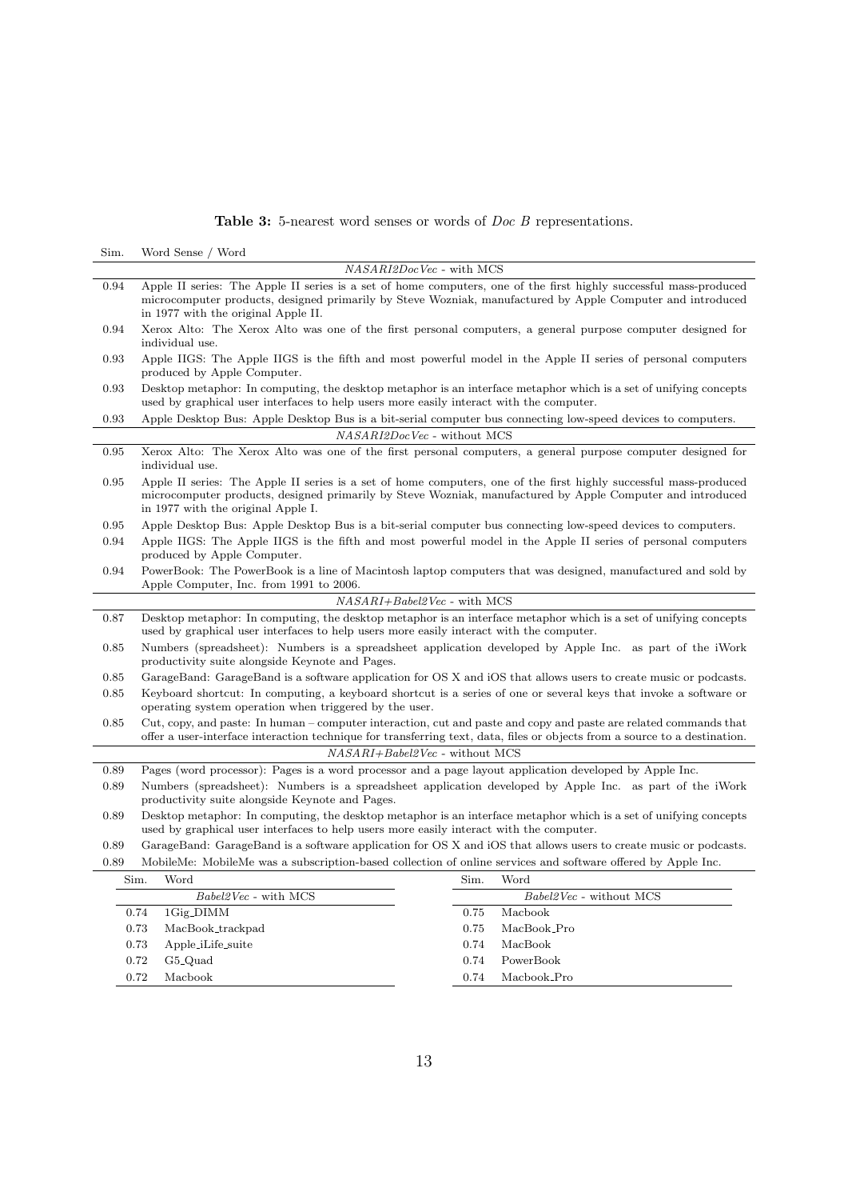**Table 3:** 5-nearest word senses or words of *Doc B* representations.

| Sim. | Word Sense / Word |
|---|---|
| | *NASARI2DocVec* - with MCS |
| 0.94 | Apple II series: The Apple II series is a set of home computers, one of the first highly successful mass-produced microcomputer products, designed primarily by Steve Wozniak, manufactured by Apple Computer and introduced in 1977 with the original Apple II. |
| 0.94 | Xerox Alto: The Xerox Alto was one of the first personal computers, a general purpose computer designed for individual use. |
| 0.93 | Apple IIGS: The Apple IIGS is the fifth and most powerful model in the Apple II series of personal computers produced by Apple Computer. |
| 0.93 | Desktop metaphor: In computing, the desktop metaphor is an interface metaphor which is a set of unifying concepts used by graphical user interfaces to help users more easily interact with the computer. |
| 0.93 | Apple Desktop Bus: Apple Desktop Bus is a bit-serial computer bus connecting low-speed devices to computers. |
| | *NASARI2DocVec* - without MCS |
| 0.95 | Xerox Alto: The Xerox Alto was one of the first personal computers, a general purpose computer designed for individual use. |
| 0.95 | Apple II series: The Apple II series is a set of home computers, one of the first highly successful mass-produced microcomputer products, designed primarily by Steve Wozniak, manufactured by Apple Computer and introduced in 1977 with the original Apple I. |
| 0.95 | Apple Desktop Bus: Apple Desktop Bus is a bit-serial computer bus connecting low-speed devices to computers. |
| 0.94 | Apple IIGS: The Apple IIGS is the fifth and most powerful model in the Apple II series of personal computers produced by Apple Computer. |
| 0.94 | PowerBook: The PowerBook is a line of Macintosh laptop computers that was designed, manufactured and sold by Apple Computer, Inc. from 1991 to 2006. |
| | *NASARI+Babel2Vec* - with MCS |
| 0.87 | Desktop metaphor: In computing, the desktop metaphor is an interface metaphor which is a set of unifying concepts used by graphical user interfaces to help users more easily interact with the computer. |
| 0.85 | Numbers (spreadsheet): Numbers is a spreadsheet application developed by Apple Inc. as part of the iWork productivity suite alongside Keynote and Pages. |
| 0.85 | GarageBand: GarageBand is a software application for OS X and iOS that allows users to create music or podcasts. |
| 0.85 | Keyboard shortcut: In computing, a keyboard shortcut is a series of one or several keys that invoke a software or operating system operation when triggered by the user. |
| 0.85 | Cut, copy, and paste: In human – computer interaction, cut and paste and copy and paste are related commands that offer a user-interface interaction technique for transferring text, data, files or objects from a source to a destination. |
| | *NASARI+Babel2Vec* - without MCS |
| 0.89 | Pages (word processor): Pages is a word processor and a page layout application developed by Apple Inc. |
| 0.89 | Numbers (spreadsheet): Numbers is a spreadsheet application developed by Apple Inc. as part of the iWork productivity suite alongside Keynote and Pages. |
| 0.89 | Desktop metaphor: In computing, the desktop metaphor is an interface metaphor which is a set of unifying concepts used by graphical user interfaces to help users more easily interact with the computer. |
| 0.89 | GarageBand: GarageBand is a software application for OS X and iOS that allows users to create music or podcasts. |
| 0.89 | MobileMe: MobileMe was a subscription-based collection of online services and software offered by Apple Inc. |

| Sim. | Word |
|---|---|
| | *Babel2Vec* - with MCS |
| 0.74 | 1Gig_DIMM |
| 0.73 | MacBook_trackpad |
| 0.73 | Apple_iLife_suite |
| 0.72 | G5_Quad |
| 0.72 | Macbook |

| Sim. | Word |
|---|---|
| | *Babel2Vec* - without MCS |
| 0.75 | Macbook |
| 0.75 | MacBook_Pro |
| 0.74 | MacBook |
| 0.74 | PowerBook |
| 0.74 | Macbook_Pro |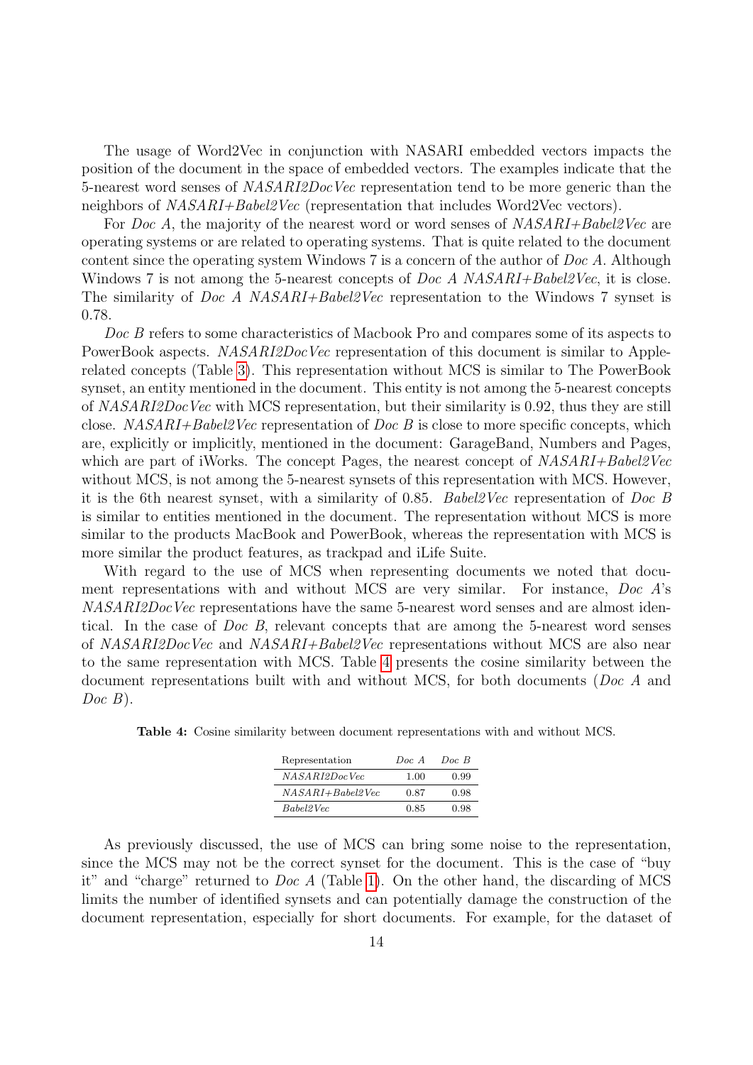The usage of Word2Vec in conjunction with NASARI embedded vectors impacts the position of the document in the space of embedded vectors. The examples indicate that the 5-nearest word senses of *NASARI2DocVec* representation tend to be more generic than the neighbors of *NASARI+Babel2Vec* (representation that includes Word2Vec vectors).

For *Doc A*, the majority of the nearest word or word senses of *NASARI+Babel2Vec* are operating systems or are related to operating systems. That is quite related to the document content since the operating system Windows 7 is a concern of the author of *Doc A*. Although Windows 7 is not among the 5-nearest concepts of *Doc A NASARI+Babel2Vec*, it is close. The similarity of *Doc A NASARI+Babel2Vec* representation to the Windows 7 synset is 0.78.

*Doc B* refers to some characteristics of Macbook Pro and compares some of its aspects to PowerBook aspects. *NASARI2DocVec* representation of this document is similar to Apple-related concepts (Table 3). This representation without MCS is similar to The PowerBook synset, an entity mentioned in the document. This entity is not among the 5-nearest concepts of *NASARI2DocVec* with MCS representation, but their similarity is 0.92, thus they are still close. *NASARI+Babel2Vec* representation of *Doc B* is close to more specific concepts, which are, explicitly or implicitly, mentioned in the document: GarageBand, Numbers and Pages, which are part of iWorks. The concept Pages, the nearest concept of *NASARI+Babel2Vec* without MCS, is not among the 5-nearest synsets of this representation with MCS. However, it is the 6th nearest synset, with a similarity of 0.85. *Babel2Vec* representation of *Doc B* is similar to entities mentioned in the document. The representation without MCS is more similar to the products MacBook and PowerBook, whereas the representation with MCS is more similar the product features, as trackpad and iLife Suite.

With regard to the use of MCS when representing documents we noted that document representations with and without MCS are very similar. For instance, *Doc A*'s *NASARI2DocVec* representations have the same 5-nearest word senses and are almost identical. In the case of *Doc B*, relevant concepts that are among the 5-nearest word senses of *NASARI2DocVec* and *NASARI+Babel2Vec* representations without MCS are also near to the same representation with MCS. Table 4 presents the cosine similarity between the document representations built with and without MCS, for both documents (*Doc A* and *Doc B*).

**Table 4:** Cosine similarity between document representations with and without MCS.

| Representation | *Doc A* | *Doc B* |
|---|---|---|
| *NASARI2DocVec* | 1.00 | 0.99 |
| *NASARI+Babel2Vec* | 0.87 | 0.98 |
| *Babel2Vec* | 0.85 | 0.98 |

As previously discussed, the use of MCS can bring some noise to the representation, since the MCS may not be the correct synset for the document. This is the case of "buy it" and "charge" returned to *Doc A* (Table 1). On the other hand, the discarding of MCS limits the number of identified synsets and can potentially damage the construction of the document representation, especially for short documents. For example, for the dataset of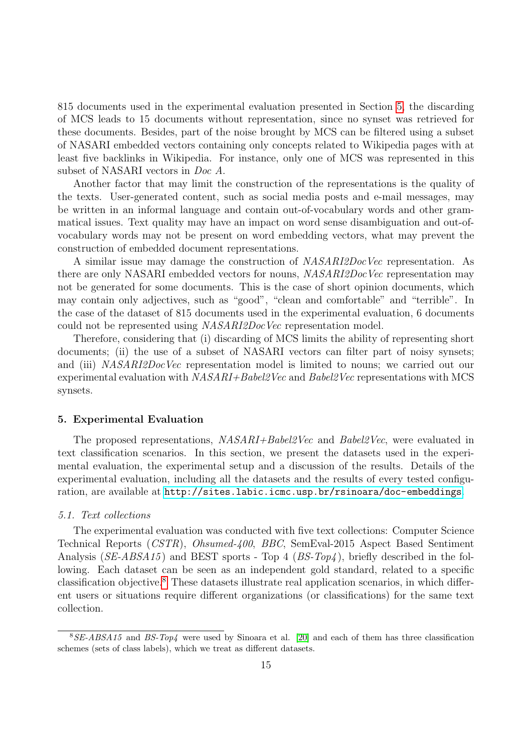815 documents used in the experimental evaluation presented in Section 5, the discarding of MCS leads to 15 documents without representation, since no synset was retrieved for these documents. Besides, part of the noise brought by MCS can be filtered using a subset of NASARI embedded vectors containing only concepts related to Wikipedia pages with at least five backlinks in Wikipedia. For instance, only one of MCS was represented in this subset of NASARI vectors in *Doc A*.

Another factor that may limit the construction of the representations is the quality of the texts. User-generated content, such as social media posts and e-mail messages, may be written in an informal language and contain out-of-vocabulary words and other grammatical issues. Text quality may have an impact on word sense disambiguation and out-of-vocabulary words may not be present on word embedding vectors, what may prevent the construction of embedded document representations.

A similar issue may damage the construction of *NASARI2DocVec* representation. As there are only NASARI embedded vectors for nouns, *NASARI2DocVec* representation may not be generated for some documents. This is the case of short opinion documents, which may contain only adjectives, such as "good", "clean and comfortable" and "terrible". In the case of the dataset of 815 documents used in the experimental evaluation, 6 documents could not be represented using *NASARI2DocVec* representation model.

Therefore, considering that (i) discarding of MCS limits the ability of representing short documents; (ii) the use of a subset of NASARI vectors can filter part of noisy synsets; and (iii) *NASARI2DocVec* representation model is limited to nouns; we carried out our experimental evaluation with *NASARI+Babel2Vec* and *Babel2Vec* representations with MCS synsets.

## 5. Experimental Evaluation

The proposed representations, *NASARI+Babel2Vec* and *Babel2Vec*, were evaluated in text classification scenarios. In this section, we present the datasets used in the experimental evaluation, the experimental setup and a discussion of the results. Details of the experimental evaluation, including all the datasets and the results of every tested configuration, are available at `http://sites.labic.icmc.usp.br/rsinoara/doc-embeddings`.

### 5.1. Text collections

The experimental evaluation was conducted with five text collections: Computer Science Technical Reports (*CSTR*), *Ohsumed-400*, *BBC*, SemEval-2015 Aspect Based Sentiment Analysis (*SE-ABSA15*) and BEST sports - Top 4 (*BS-Top4*), briefly described in the following. Each dataset can be seen as an independent gold standard, related to a specific classification objective.[8] These datasets illustrate real application scenarios, in which different users or situations require different organizations (or classifications) for the same text collection.

[8] *SE-ABSA15* and *BS-Top4* were used by Sinoara et al. [20] and each of them has three classification schemes (sets of class labels), which we treat as different datasets.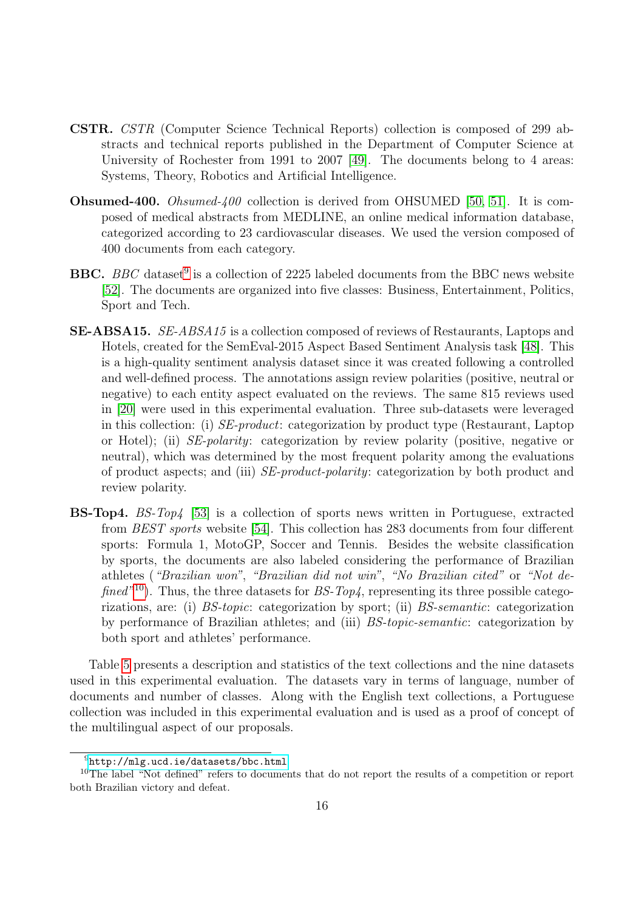**CSTR.** *CSTR* (Computer Science Technical Reports) collection is composed of 299 abstracts and technical reports published in the Department of Computer Science at University of Rochester from 1991 to 2007 [49]. The documents belong to 4 areas: Systems, Theory, Robotics and Artificial Intelligence.

**Ohsumed-400.** *Ohsumed-400* collection is derived from OHSUMED [50, 51]. It is composed of medical abstracts from MEDLINE, an online medical information database, categorized according to 23 cardiovascular diseases. We used the version composed of 400 documents from each category.

**BBC.** *BBC* dataset[9] is a collection of 2225 labeled documents from the BBC news website [52]. The documents are organized into five classes: Business, Entertainment, Politics, Sport and Tech.

**SE-ABSA15.** *SE-ABSA15* is a collection composed of reviews of Restaurants, Laptops and Hotels, created for the SemEval-2015 Aspect Based Sentiment Analysis task [48]. This is a high-quality sentiment analysis dataset since it was created following a controlled and well-defined process. The annotations assign review polarities (positive, neutral or negative) to each entity aspect evaluated on the reviews. The same 815 reviews used in [20] were used in this experimental evaluation. Three sub-datasets were leveraged in this collection: (i) *SE-product*: categorization by product type (Restaurant, Laptop or Hotel); (ii) *SE-polarity*: categorization by review polarity (positive, negative or neutral), which was determined by the most frequent polarity among the evaluations of product aspects; and (iii) *SE-product-polarity*: categorization by both product and review polarity.

**BS-Top4.** *BS-Top4* [53] is a collection of sports news written in Portuguese, extracted from *BEST sports* website [54]. This collection has 283 documents from four different sports: Formula 1, MotoGP, Soccer and Tennis. Besides the website classification by sports, the documents are also labeled considering the performance of Brazilian athletes (*"Brazilian won"*, *"Brazilian did not win"*, *"No Brazilian cited"* or *"Not defined"*[10]). Thus, the three datasets for *BS-Top4*, representing its three possible categorizations, are: (i) *BS-topic*: categorization by sport; (ii) *BS-semantic*: categorization by performance of Brazilian athletes; and (iii) *BS-topic-semantic*: categorization by both sport and athletes' performance.

Table 5 presents a description and statistics of the text collections and the nine datasets used in this experimental evaluation. The datasets vary in terms of language, number of documents and number of classes. Along with the English text collections, a Portuguese collection was included in this experimental evaluation and is used as a proof of concept of the multilingual aspect of our proposals.

---

[9] http://mlg.ucd.ie/datasets/bbc.html

[10] The label "Not defined" refers to documents that do not report the results of a competition or report both Brazilian victory and defeat.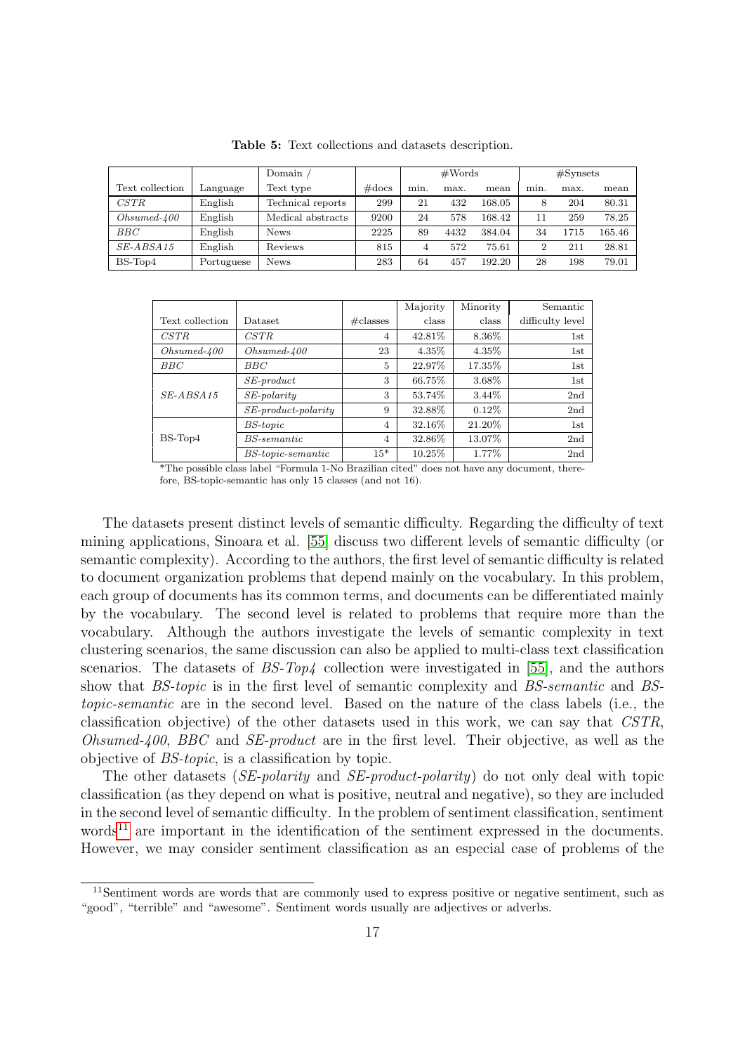**Table 5:** Text collections and datasets description.

| | | Domain / | | #Words | | | #Synsets | | |
|---|---|---|---|---|---|---|---|---|---|
| Text collection | Language | Text type | #docs | min. | max. | mean | min. | max. | mean |
| *CSTR* | English | Technical reports | 299 | 21 | 432 | 168.05 | 8 | 204 | 80.31 |
| *Ohsumed-400* | English | Medical abstracts | 9200 | 24 | 578 | 168.42 | 11 | 259 | 78.25 |
| *BBC* | English | News | 2225 | 89 | 4432 | 384.04 | 34 | 1715 | 165.46 |
| *SE-ABSA15* | English | Reviews | 815 | 4 | 572 | 75.61 | 2 | 211 | 28.81 |
| BS-Top4 | Portuguese | News | 283 | 64 | 457 | 192.20 | 28 | 198 | 79.01 |

| Text collection | Dataset | #classes | Majority class | Minority class | Semantic difficulty level |
|---|---|---|---|---|---|
| *CSTR* | *CSTR* | 4 | 42.81% | 8.36% | 1st |
| *Ohsumed-400* | *Ohsumed-400* | 23 | 4.35% | 4.35% | 1st |
| *BBC* | *BBC* | 5 | 22.97% | 17.35% | 1st |
| *SE-ABSA15* | *SE-product* | 3 | 66.75% | 3.68% | 1st |
| | *SE-polarity* | 3 | 53.74% | 3.44% | 2nd |
| | *SE-product-polarity* | 9 | 32.88% | 0.12% | 2nd |
| BS-Top4 | *BS-topic* | 4 | 32.16% | 21.20% | 1st |
| | *BS-semantic* | 4 | 32.86% | 13.07% | 2nd |
| | *BS-topic-semantic* | 15* | 10.25% | 1.77% | 2nd |

*The possible class label "Formula 1-No Brazilian cited" does not have any document, therefore, BS-topic-semantic has only 15 classes (and not 16).

The datasets present distinct levels of semantic difficulty. Regarding the difficulty of text mining applications, Sinoara et al. [55] discuss two different levels of semantic difficulty (or semantic complexity). According to the authors, the first level of semantic difficulty is related to document organization problems that depend mainly on the vocabulary. In this problem, each group of documents has its common terms, and documents can be differentiated mainly by the vocabulary. The second level is related to problems that require more than the vocabulary. Although the authors investigate the levels of semantic complexity in text clustering scenarios, the same discussion can also be applied to multi-class text classification scenarios. The datasets of *BS-Top4* collection were investigated in [55], and the authors show that *BS-topic* is in the first level of semantic complexity and *BS-semantic* and *BS-topic-semantic* are in the second level. Based on the nature of the class labels (i.e., the classification objective) of the other datasets used in this work, we can say that *CSTR*, *Ohsumed-400*, *BBC* and *SE-product* are in the first level. Their objective, as well as the objective of *BS-topic*, is a classification by topic.

The other datasets (*SE-polarity* and *SE-product-polarity*) do not only deal with topic classification (as they depend on what is positive, neutral and negative), so they are included in the second level of semantic difficulty. In the problem of sentiment classification, sentiment words[11] are important in the identification of the sentiment expressed in the documents. However, we may consider sentiment classification as an especial case of problems of the

[11] Sentiment words are words that are commonly used to express positive or negative sentiment, such as "good", "terrible" and "awesome". Sentiment words usually are adjectives or adverbs.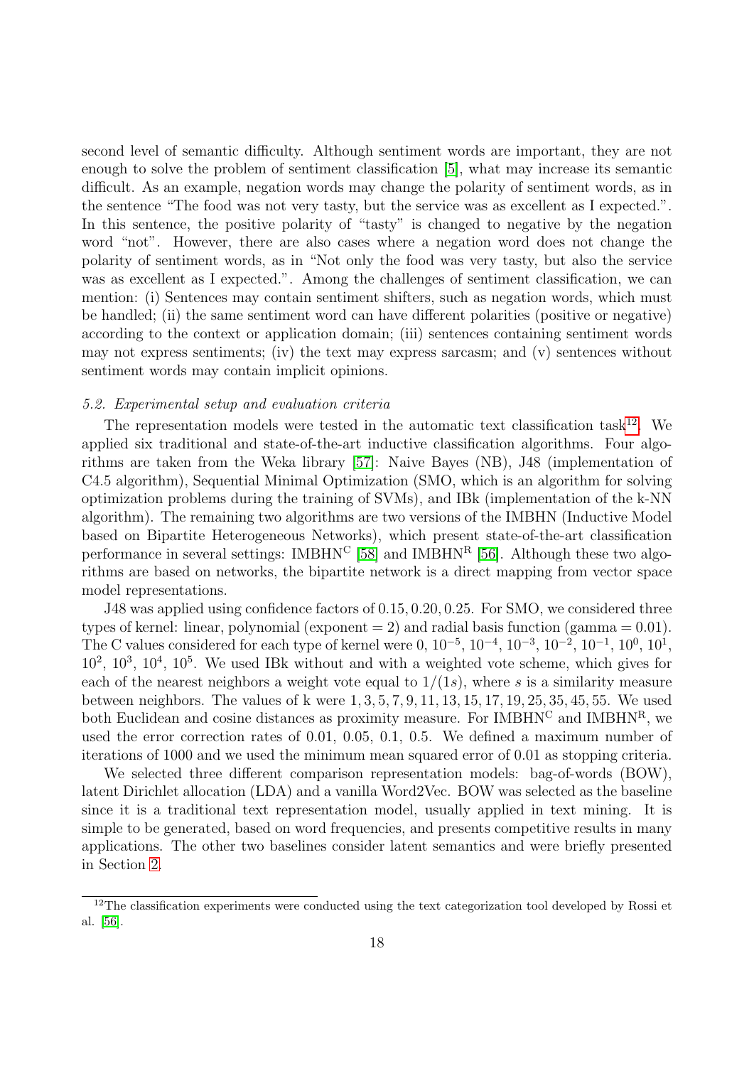second level of semantic difficulty. Although sentiment words are important, they are not enough to solve the problem of sentiment classification [5], what may increase its semantic difficult. As an example, negation words may change the polarity of sentiment words, as in the sentence "The food was not very tasty, but the service was as excellent as I expected.". In this sentence, the positive polarity of "tasty" is changed to negative by the negation word "not". However, there are also cases where a negation word does not change the polarity of sentiment words, as in "Not only the food was very tasty, but also the service was as excellent as I expected.". Among the challenges of sentiment classification, we can mention: (i) Sentences may contain sentiment shifters, such as negation words, which must be handled; (ii) the same sentiment word can have different polarities (positive or negative) according to the context or application domain; (iii) sentences containing sentiment words may not express sentiments; (iv) the text may express sarcasm; and (v) sentences without sentiment words may contain implicit opinions.

### *5.2. Experimental setup and evaluation criteria*

The representation models were tested in the automatic text classification task[12]. We applied six traditional and state-of-the-art inductive classification algorithms. Four algorithms are taken from the Weka library [57]: Naive Bayes (NB), J48 (implementation of C4.5 algorithm), Sequential Minimal Optimization (SMO, which is an algorithm for solving optimization problems during the training of SVMs), and IBk (implementation of the k-NN algorithm). The remaining two algorithms are two versions of the IMBHN (Inductive Model based on Bipartite Heterogeneous Networks), which present state-of-the-art classification performance in several settings: $\text{IMBHN}^{\text{C}}$ [58] and $\text{IMBHN}^{\text{R}}$ [56]. Although these two algorithms are based on networks, the bipartite network is a direct mapping from vector space model representations.

J48 was applied using confidence factors of $0.15, 0.20, 0.25$. For SMO, we considered three types of kernel: linear, polynomial (exponent = 2) and radial basis function (gamma = 0.01). The C values considered for each type of kernel were 0, $10^{-5}$, $10^{-4}$, $10^{-3}$, $10^{-2}$, $10^{-1}$, $10^{0}$, $10^{1}$, $10^{2}$, $10^{3}$, $10^{4}$, $10^{5}$. We used IBk without and with a weighted vote scheme, which gives for each of the nearest neighbors a weight vote equal to $1/(1s)$, where $s$ is a similarity measure between neighbors. The values of k were $1, 3, 5, 7, 9, 11, 13, 15, 17, 19, 25, 35, 45, 55$. We used both Euclidean and cosine distances as proximity measure. For $\text{IMBHN}^{\text{C}}$ and $\text{IMBHN}^{\text{R}}$, we used the error correction rates of 0.01, 0.05, 0.1, 0.5. We defined a maximum number of iterations of 1000 and we used the minimum mean squared error of 0.01 as stopping criteria.

We selected three different comparison representation models: bag-of-words (BOW), latent Dirichlet allocation (LDA) and a vanilla Word2Vec. BOW was selected as the baseline since it is a traditional text representation model, usually applied in text mining. It is simple to be generated, based on word frequencies, and presents competitive results in many applications. The other two baselines consider latent semantics and were briefly presented in Section 2.

[12] The classification experiments were conducted using the text categorization tool developed by Rossi et al. [56].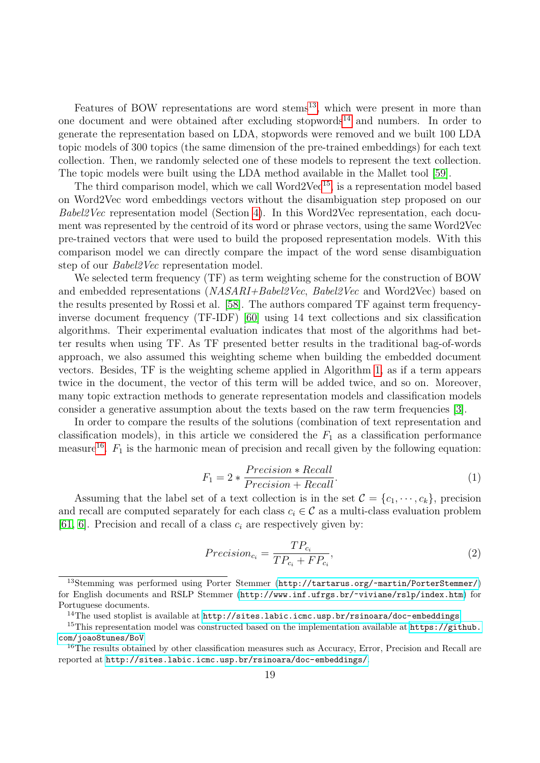Features of BOW representations are word stems[13], which were present in more than one document and were obtained after excluding stopwords[14] and numbers. In order to generate the representation based on LDA, stopwords were removed and we built 100 LDA topic models of 300 topics (the same dimension of the pre-trained embeddings) for each text collection. Then, we randomly selected one of these models to represent the text collection. The topic models were built using the LDA method available in the Mallet tool [59].

The third comparison model, which we call Word2Vec[15], is a representation model based on Word2Vec word embeddings vectors without the disambiguation step proposed on our *Babel2Vec* representation model (Section 4). In this Word2Vec representation, each document was represented by the centroid of its word or phrase vectors, using the same Word2Vec pre-trained vectors that were used to build the proposed representation models. With this comparison model we can directly compare the impact of the word sense disambiguation step of our *Babel2Vec* representation model.

We selected term frequency (TF) as term weighting scheme for the construction of BOW and embedded representations (*NASARI+Babel2Vec*, *Babel2Vec* and Word2Vec) based on the results presented by Rossi et al. [58]. The authors compared TF against term frequency-inverse document frequency (TF-IDF) [60] using 14 text collections and six classification algorithms. Their experimental evaluation indicates that most of the algorithms had better results when using TF. As TF presented better results in the traditional bag-of-words approach, we also assumed this weighting scheme when building the embedded document vectors. Besides, TF is the weighting scheme applied in Algorithm 1, as if a term appears twice in the document, the vector of this term will be added twice, and so on. Moreover, many topic extraction methods to generate representation models and classification models consider a generative assumption about the texts based on the raw term frequencies [3].

In order to compare the results of the solutions (combination of text representation and classification models), in this article we considered the $F_1$ as a classification performance measure[16]. $F_1$ is the harmonic mean of precision and recall given by the following equation:

$$F_1 = 2 * \frac{Precision * Recall}{Precision + Recall}. \tag{1}$$

Assuming that the label set of a text collection is in the set $\mathcal{C} = \{c_1, \cdots, c_k\}$, precision and recall are computed separately for each class $c_i \in \mathcal{C}$ as a multi-class evaluation problem [61, 6]. Precision and recall of a class $c_i$ are respectively given by:

$$Precision_{c_i} = \frac{TP_{c_i}}{TP_{c_i} + FP_{c_i}}, \tag{2}$$

[13] Stemming was performed using Porter Stemmer (http://tartarus.org/~martin/PorterStemmer/) for English documents and RSLP Stemmer (http://www.inf.ufrgs.br/~viviane/rslp/index.htm) for Portuguese documents.

[14] The used stoplist is available at http://sites.labic.icmc.usp.br/rsinoara/doc-embeddings

[15] This representation model was constructed based on the implementation available at https://github.com/joao8tunes/BoV

[16] The results obtained by other classification measures such as Accuracy, Error, Precision and Recall are reported at http://sites.labic.icmc.usp.br/rsinoara/doc-embeddings/.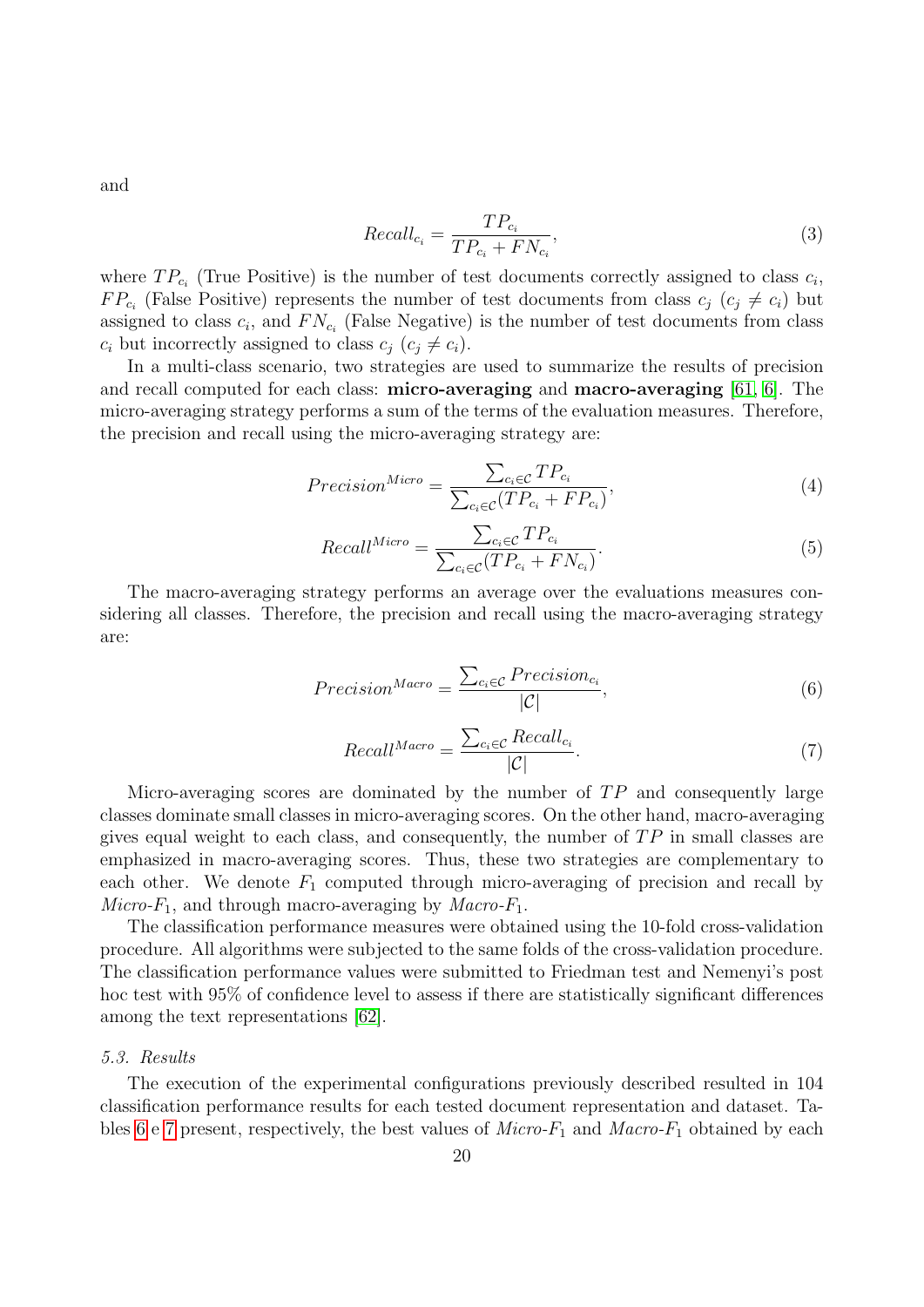and

$$Recall_{c_i} = \frac{TP_{c_i}}{TP_{c_i} + FN_{c_i}}, \tag{3}$$

where $TP_{c_i}$ (True Positive) is the number of test documents correctly assigned to class $c_i$, $FP_{c_i}$ (False Positive) represents the number of test documents from class $c_j$ ($c_j \neq c_i$) but assigned to class $c_i$, and $FN_{c_i}$ (False Negative) is the number of test documents from class $c_i$ but incorrectly assigned to class $c_j$ ($c_j \neq c_i$).

In a multi-class scenario, two strategies are used to summarize the results of precision and recall computed for each class: **micro-averaging** and **macro-averaging** [61, 6]. The micro-averaging strategy performs a sum of the terms of the evaluation measures. Therefore, the precision and recall using the micro-averaging strategy are:

$$Precision^{Micro} = \frac{\sum_{c_i \in \mathcal{C}} TP_{c_i}}{\sum_{c_i \in \mathcal{C}} (TP_{c_i} + FP_{c_i})}, \tag{4}$$

$$Recall^{Micro} = \frac{\sum_{c_i \in \mathcal{C}} TP_{c_i}}{\sum_{c_i \in \mathcal{C}} (TP_{c_i} + FN_{c_i})}. \tag{5}$$

The macro-averaging strategy performs an average over the evaluations measures considering all classes. Therefore, the precision and recall using the macro-averaging strategy are:

$$Precision^{Macro} = \frac{\sum_{c_i \in \mathcal{C}} Precision_{c_i}}{|\mathcal{C}|}, \tag{6}$$

$$Recall^{Macro} = \frac{\sum_{c_i \in \mathcal{C}} Recall_{c_i}}{|\mathcal{C}|}. \tag{7}$$

Micro-averaging scores are dominated by the number of $TP$ and consequently large classes dominate small classes in micro-averaging scores. On the other hand, macro-averaging gives equal weight to each class, and consequently, the number of $TP$ in small classes are emphasized in macro-averaging scores. Thus, these two strategies are complementary to each other. We denote $F_1$ computed through micro-averaging of precision and recall by *Micro-*$F_1$, and through macro-averaging by *Macro-*$F_1$.

The classification performance measures were obtained using the 10-fold cross-validation procedure. All algorithms were subjected to the same folds of the cross-validation procedure. The classification performance values were submitted to Friedman test and Nemenyi's post hoc test with 95% of confidence level to assess if there are statistically significant differences among the text representations [62].

### 5.3. Results

The execution of the experimental configurations previously described resulted in 104 classification performance results for each tested document representation and dataset. Tables 6 e 7 present, respectively, the best values of *Micro-*$F_1$ and *Macro-*$F_1$ obtained by each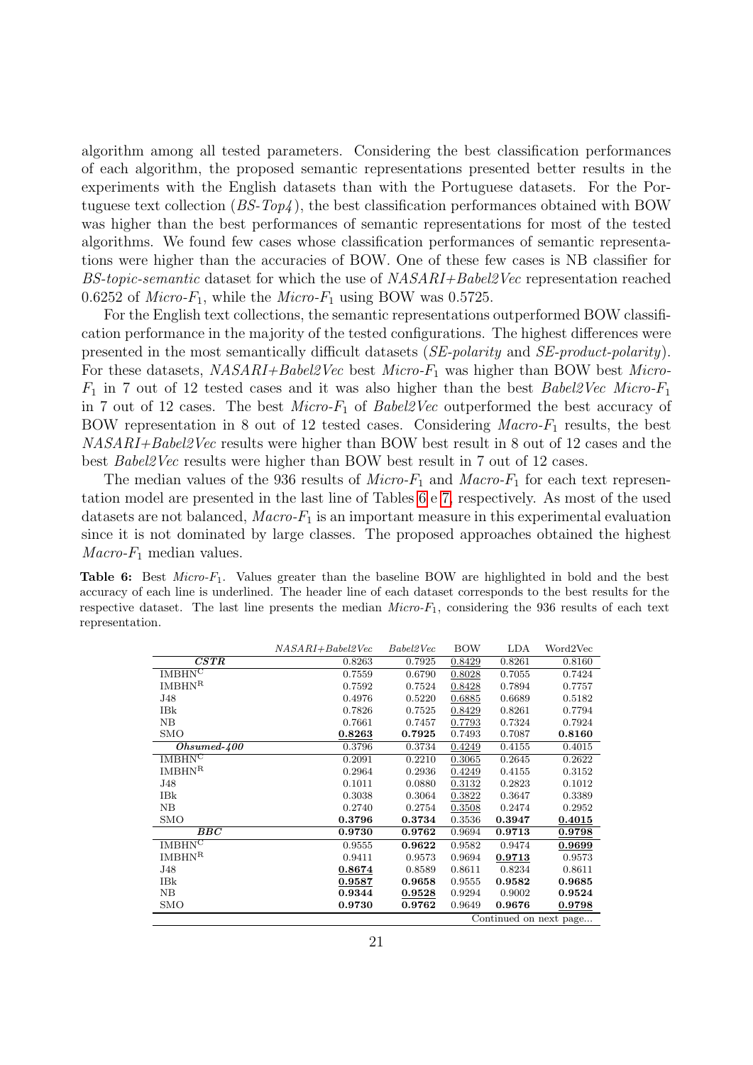algorithm among all tested parameters. Considering the best classification performances of each algorithm, the proposed semantic representations presented better results in the experiments with the English datasets than with the Portuguese datasets. For the Portuguese text collection (*BS-Top4*), the best classification performances obtained with BOW was higher than the best performances of semantic representations for most of the tested algorithms. We found few cases whose classification performances of semantic representations were higher than the accuracies of BOW. One of these few cases is NB classifier for *BS-topic-semantic* dataset for which the use of *NASARI+Babel2Vec* representation reached 0.6252 of *Micro-*$F_1$, while the *Micro-*$F_1$ using BOW was 0.5725.

For the English text collections, the semantic representations outperformed BOW classification performance in the majority of the tested configurations. The highest differences were presented in the most semantically difficult datasets (*SE-polarity* and *SE-product-polarity*). For these datasets, *NASARI+Babel2Vec* best *Micro-*$F_1$ was higher than BOW best *Micro-*$F_1$ in 7 out of 12 tested cases and it was also higher than the best *Babel2Vec Micro-*$F_1$ in 7 out of 12 cases. The best *Micro-*$F_1$ of *Babel2Vec* outperformed the best accuracy of BOW representation in 8 out of 12 tested cases. Considering *Macro-*$F_1$ results, the best *NASARI+Babel2Vec* results were higher than BOW best result in 8 out of 12 cases and the best *Babel2Vec* results were higher than BOW best result in 7 out of 12 cases.

The median values of the 936 results of *Micro-*$F_1$ and *Macro-*$F_1$ for each text representation model are presented in the last line of Tables 6 e 7, respectively. As most of the used datasets are not balanced, *Macro-*$F_1$ is an important measure in this experimental evaluation since it is not dominated by large classes. The proposed approaches obtained the highest *Macro-*$F_1$ median values.

**Table 6:** Best *Micro-*$F_1$. Values greater than the baseline BOW are highlighted in bold and the best accuracy of each line is underlined. The header line of each dataset corresponds to the best results for the respective dataset. The last line presents the median *Micro-*$F_1$, considering the 936 results of each text representation.

| | *NASARI+Babel2Vec* | *Babel2Vec* | BOW | LDA | Word2Vec |
|---|---|---|---|---|---|
| ***CSTR*** | 0.8263 | 0.7925 | <u>0.8429</u> | 0.8261 | 0.8160 |
| IMBHN$^C$ | 0.7559 | 0.6790 | <u>0.8028</u> | 0.7055 | 0.7424 |
| IMBHN$^R$ | 0.7592 | 0.7524 | <u>0.8428</u> | 0.7894 | 0.7757 |
| J48 | 0.4976 | 0.5220 | <u>0.6885</u> | 0.6689 | 0.5182 |
| IBk | 0.7826 | 0.7525 | <u>0.8429</u> | 0.8261 | 0.7794 |
| NB | 0.7661 | 0.7457 | <u>0.7793</u> | 0.7324 | 0.7924 |
| SMO | <u>**0.8263**</u> | **0.7925** | 0.7493 | 0.7087 | **0.8160** |
| ***Ohsumed-400*** | 0.3796 | 0.3734 | <u>0.4249</u> | 0.4155 | 0.4015 |
| IMBHN$^C$ | 0.2091 | 0.2210 | <u>0.3065</u> | 0.2645 | 0.2622 |
| IMBHN$^R$ | 0.2964 | 0.2936 | <u>0.4249</u> | 0.4155 | 0.3152 |
| J48 | 0.1011 | 0.0880 | <u>0.3132</u> | 0.2823 | 0.1012 |
| IBk | 0.3038 | 0.3064 | <u>0.3822</u> | 0.3647 | 0.3389 |
| NB | 0.2740 | 0.2754 | <u>0.3508</u> | 0.2474 | 0.2952 |
| SMO | **0.3796** | **0.3734** | 0.3536 | **0.3947** | <u>**0.4015**</u> |
| ***BBC*** | **0.9730** | **0.9762** | 0.9694 | **0.9713** | **0.9798** |
| IMBHN$^C$ | 0.9555 | **0.9622** | 0.9582 | 0.9474 | <u>**0.9699**</u> |
| IMBHN$^R$ | 0.9411 | 0.9573 | 0.9694 | <u>**0.9713**</u> | 0.9573 |
| J48 | <u>**0.8674**</u> | 0.8589 | 0.8611 | 0.8234 | 0.8611 |
| IBk | <u>**0.9587**</u> | **0.9658** | 0.9555 | **0.9582** | **0.9685** |
| NB | **0.9344** | <u>**0.9528**</u> | 0.9294 | 0.9002 | **0.9524** |
| SMO | **0.9730** | **0.9762** | 0.9649 | **0.9676** | <u>**0.9798**</u> |

Continued on next page...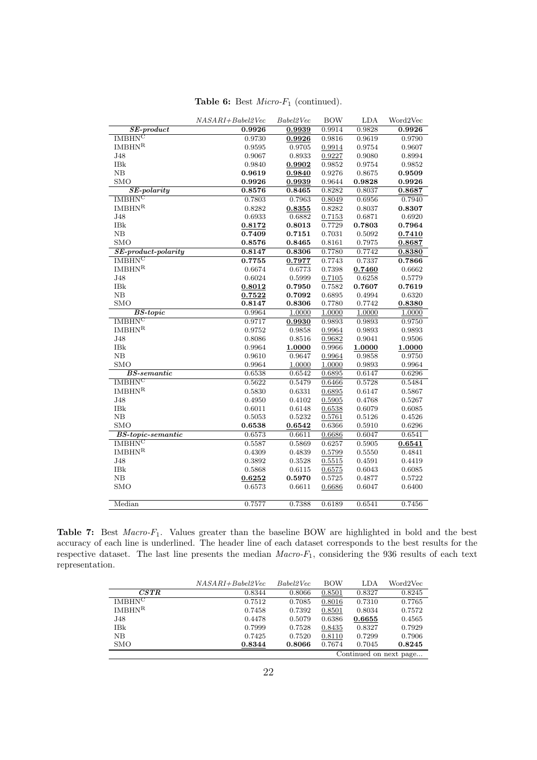**Table 6:** Best *Micro-F*$_1$ (continued).

| | *NASARI+Babel2Vec* | *Babel2Vec* | BOW | LDA | Word2Vec |
|---|---|---|---|---|---|
| ***SE-product*** | **0.9926** | **0.9939** | 0.9914 | 0.9828 | **0.9926** |
| IMBHN$^{C}$ | 0.9730 | **0.9926** | 0.9816 | 0.9619 | 0.9790 |
| IMBHN$^{R}$ | 0.9595 | 0.9705 | 0.9914 | 0.9754 | 0.9607 |
| J48 | 0.9067 | 0.8933 | 0.9227 | 0.9080 | 0.8994 |
| IBk | 0.9840 | **0.9902** | 0.9852 | 0.9754 | 0.9852 |
| NB | **0.9619** | **0.9840** | 0.9276 | 0.8675 | **0.9509** |
| SMO | **0.9926** | **0.9939** | 0.9644 | **0.9828** | **0.9926** |
| ***SE-polarity*** | **0.8576** | **0.8465** | 0.8282 | 0.8037 | **0.8687** |
| IMBHN$^{C}$ | 0.7803 | 0.7963 | 0.8049 | 0.6956 | 0.7940 |
| IMBHN$^{R}$ | 0.8282 | **0.8355** | 0.8282 | 0.8037 | **0.8307** |
| J48 | 0.6933 | 0.6882 | 0.7153 | 0.6871 | 0.6920 |
| IBk | **0.8172** | **0.8013** | 0.7729 | **0.7803** | **0.7964** |
| NB | **0.7409** | **0.7151** | 0.7031 | 0.5092 | **0.7410** |
| SMO | **0.8576** | **0.8465** | 0.8161 | 0.7975 | **0.8687** |
| ***SE-product-polarity*** | **0.8147** | **0.8306** | 0.7780 | 0.7742 | **0.8380** |
| IMBHN$^{C}$ | **0.7755** | **0.7977** | 0.7743 | 0.7337 | **0.7866** |
| IMBHN$^{R}$ | 0.6674 | 0.6773 | 0.7398 | **0.7460** | 0.6662 |
| J48 | 0.6024 | 0.5999 | 0.7105 | 0.6258 | 0.5779 |
| IBk | **0.8012** | **0.7950** | 0.7582 | **0.7607** | **0.7619** |
| NB | **0.7522** | **0.7092** | 0.6895 | 0.4994 | 0.6320 |
| SMO | **0.8147** | **0.8306** | 0.7780 | 0.7742 | **0.8380** |
| ***BS-topic*** | 0.9964 | 1.0000 | 1.0000 | 1.0000 | 1.0000 |
| IMBHN$^{C}$ | 0.9717 | **0.9930** | 0.9893 | 0.9893 | 0.9750 |
| IMBHN$^{R}$ | 0.9752 | 0.9858 | 0.9964 | 0.9893 | 0.9893 |
| J48 | 0.8086 | 0.8516 | 0.9682 | 0.9041 | 0.9506 |
| IBk | 0.9964 | **1.0000** | 0.9966 | **1.0000** | **1.0000** |
| NB | 0.9610 | 0.9647 | 0.9964 | 0.9858 | 0.9750 |
| SMO | 0.9964 | 1.0000 | 1.0000 | 0.9893 | 0.9964 |
| ***BS-semantic*** | 0.6538 | 0.6542 | 0.6895 | 0.6147 | 0.6296 |
| IMBHN$^{C}$ | 0.5622 | 0.5479 | 0.6466 | 0.5728 | 0.5484 |
| IMBHN$^{R}$ | 0.5830 | 0.6331 | 0.6895 | 0.6147 | 0.5867 |
| J48 | 0.4950 | 0.4102 | 0.5905 | 0.4768 | 0.5267 |
| IBk | 0.6011 | 0.6148 | 0.6538 | 0.6079 | 0.6085 |
| NB | 0.5053 | 0.5232 | 0.5761 | 0.5126 | 0.4526 |
| SMO | **0.6538** | **0.6542** | 0.6366 | 0.5910 | 0.6296 |
| ***BS-topic-semantic*** | 0.6573 | 0.6611 | 0.6686 | 0.6047 | 0.6541 |
| IMBHN$^{C}$ | 0.5587 | 0.5869 | 0.6257 | 0.5905 | **0.6541** |
| IMBHN$^{R}$ | 0.4309 | 0.4839 | 0.5799 | 0.5550 | 0.4841 |
| J48 | 0.3892 | 0.3528 | 0.5515 | 0.4591 | 0.4419 |
| IBk | 0.5868 | 0.6115 | 0.6575 | 0.6043 | 0.6085 |
| NB | **0.6252** | **0.5970** | 0.5725 | 0.4877 | 0.5722 |
| SMO | 0.6573 | 0.6611 | 0.6686 | 0.6047 | 0.6400 |
| Median | 0.7577 | 0.7388 | 0.6189 | 0.6541 | 0.7456 |

**Table 7:** Best *Macro-F*$_1$. Values greater than the baseline BOW are highlighted in bold and the best accuracy of each line is underlined. The header line of each dataset corresponds to the best results for the respective dataset. The last line presents the median *Macro-F*$_1$, considering the 936 results of each text representation.

| | *NASARI+Babel2Vec* | *Babel2Vec* | BOW | LDA | Word2Vec |
|---|---|---|---|---|---|
| ***CSTR*** | 0.8344 | 0.8066 | 0.8501 | 0.8327 | 0.8245 |
| IMBHN$^{C}$ | 0.7512 | 0.7085 | 0.8016 | 0.7310 | 0.7765 |
| IMBHN$^{R}$ | 0.7458 | 0.7392 | 0.8501 | 0.8034 | 0.7572 |
| J48 | 0.4478 | 0.5079 | 0.6386 | **0.6655** | 0.4565 |
| IBk | 0.7999 | 0.7528 | 0.8435 | 0.8327 | 0.7929 |
| NB | 0.7425 | 0.7520 | 0.8110 | 0.7299 | 0.7906 |
| SMO | **0.8344** | **0.8066** | 0.7674 | 0.7045 | **0.8245** |

Continued on next page...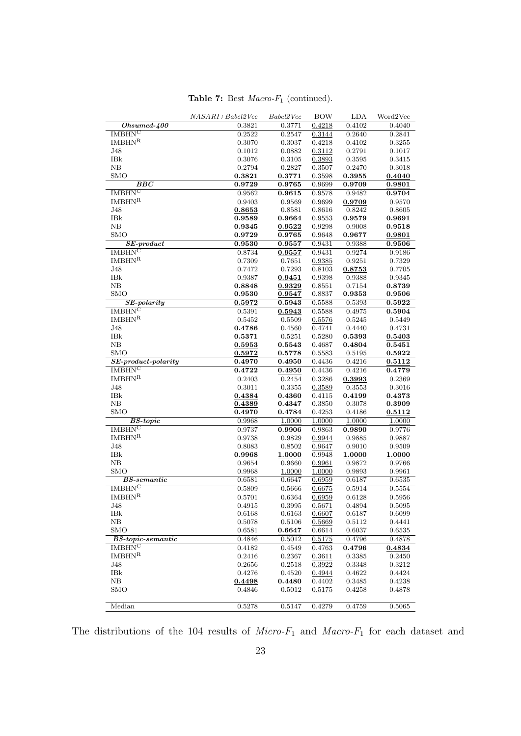**Table 7:** Best *Macro-F*$_1$ (continued).

| | *NASARI+Babel2Vec* | *Babel2Vec* | BOW | LDA | Word2Vec |
|---|---|---|---|---|---|
| ***Ohsumed-400*** | 0.3821 | 0.3771 | <u>0.4218</u> | 0.4102 | 0.4040 |
| IMBHN$^{C}$ | 0.2522 | 0.2547 | <u>0.3144</u> | 0.2640 | 0.2841 |
| IMBHN$^{R}$ | 0.3070 | 0.3037 | <u>0.4218</u> | 0.4102 | 0.3255 |
| J48 | 0.1012 | 0.0882 | <u>0.3112</u> | 0.2791 | 0.1017 |
| IBk | 0.3076 | 0.3105 | <u>0.3893</u> | 0.3595 | 0.3415 |
| NB | 0.2794 | 0.2827 | <u>0.3507</u> | 0.2470 | 0.3018 |
| SMO | **0.3821** | **0.3771** | 0.3598 | **0.3955** | **<u>0.4040</u>** |
| ***BBC*** | **0.9729** | **0.9765** | 0.9699 | **0.9709** | **<u>0.9801</u>** |
| IMBHN$^{C}$ | 0.9562 | **0.9615** | 0.9578 | 0.9482 | **<u>0.9704</u>** |
| IMBHN$^{R}$ | 0.9403 | 0.9569 | 0.9699 | **<u>0.9709</u>** | 0.9570 |
| J48 | **<u>0.8653</u>** | 0.8581 | 0.8616 | 0.8242 | 0.8605 |
| IBk | **0.9589** | **0.9664** | 0.9553 | **0.9579** | **<u>0.9691</u>** |
| NB | **0.9345** | **<u>0.9522</u>** | 0.9298 | 0.9008 | **0.9518** |
| SMO | **0.9729** | **0.9765** | 0.9648 | **0.9677** | **<u>0.9801</u>** |
| ***SE-product*** | **0.9530** | **<u>0.9557</u>** | 0.9431 | 0.9388 | **0.9506** |
| IMBHN$^{C}$ | 0.8734 | **<u>0.9557</u>** | 0.9431 | 0.9274 | 0.9186 |
| IMBHN$^{R}$ | 0.7309 | 0.7651 | <u>0.9385</u> | 0.9251 | 0.7329 |
| J48 | 0.7472 | 0.7293 | 0.8103 | **<u>0.8753</u>** | 0.7705 |
| IBk | 0.9387 | **<u>0.9451</u>** | 0.9398 | 0.9388 | 0.9345 |
| NB | **0.8848** | **<u>0.9329</u>** | 0.8551 | 0.7154 | **0.8739** |
| SMO | **0.9530** | **<u>0.9547</u>** | 0.8837 | **0.9353** | **0.9506** |
| ***SE-polarity*** | **<u>0.5972</u>** | **0.5943** | 0.5588 | 0.5393 | **0.5922** |
| IMBHN$^{C}$ | 0.5391 | **<u>0.5943</u>** | 0.5588 | 0.4975 | **0.5904** |
| IMBHN$^{R}$ | 0.5452 | 0.5509 | <u>0.5576</u> | 0.5245 | 0.5449 |
| J48 | **0.4786** | 0.4560 | 0.4741 | 0.4440 | 0.4731 |
| IBk | **0.5371** | 0.5251 | 0.5280 | **0.5393** | **<u>0.5403</u>** |
| NB | **<u>0.5953</u>** | **0.5543** | 0.4687 | **0.4804** | **0.5451** |
| SMO | **<u>0.5972</u>** | **0.5778** | 0.5583 | 0.5195 | **0.5922** |
| ***SE-product-polarity*** | **0.4970** | **0.4950** | 0.4436 | 0.4216 | **<u>0.5112</u>** |
| IMBHN$^{C}$ | **0.4722** | **<u>0.4950</u>** | 0.4436 | 0.4216 | **0.4779** |
| IMBHN$^{R}$ | 0.2403 | 0.2454 | 0.3286 | **<u>0.3993</u>** | 0.2369 |
| J48 | 0.3011 | 0.3355 | <u>0.3589</u> | 0.3553 | 0.3016 |
| IBk | **<u>0.4384</u>** | **0.4360** | 0.4115 | **0.4199** | **0.4373** |
| NB | **<u>0.4389</u>** | **0.4347** | 0.3850 | 0.3078 | **0.3909** |
| SMO | **0.4970** | **0.4784** | 0.4253 | 0.4186 | **<u>0.5112</u>** |
| ***BS-topic*** | 0.9968 | <u>1.0000</u> | <u>1.0000</u> | <u>1.0000</u> | <u>1.0000</u> |
| IMBHN$^{C}$ | 0.9737 | **<u>0.9906</u>** | 0.9863 | **0.9890** | 0.9776 |
| IMBHN$^{R}$ | 0.9738 | 0.9829 | <u>0.9944</u> | 0.9885 | 0.9887 |
| J48 | 0.8083 | 0.8502 | <u>0.9647</u> | 0.9010 | 0.9509 |
| IBk | **0.9968** | **<u>1.0000</u>** | 0.9948 | **<u>1.0000</u>** | **<u>1.0000</u>** |
| NB | 0.9654 | 0.9660 | <u>0.9961</u> | 0.9872 | 0.9766 |
| SMO | 0.9968 | <u>1.0000</u> | <u>1.0000</u> | 0.9893 | 0.9961 |
| ***BS-semantic*** | 0.6581 | 0.6647 | <u>0.6959</u> | 0.6187 | 0.6535 |
| IMBHN$^{C}$ | 0.5809 | 0.5666 | <u>0.6675</u> | 0.5914 | 0.5554 |
| IMBHN$^{R}$ | 0.5701 | 0.6364 | <u>0.6959</u> | 0.6128 | 0.5956 |
| J48 | 0.4915 | 0.3995 | <u>0.5671</u> | 0.4894 | 0.5095 |
| IBk | 0.6168 | 0.6163 | <u>0.6607</u> | 0.6187 | 0.6099 |
| NB | 0.5078 | 0.5106 | <u>0.5669</u> | 0.5112 | 0.4441 |
| SMO | 0.6581 | **<u>0.6647</u>** | 0.6614 | 0.6037 | 0.6535 |
| ***BS-topic-semantic*** | 0.4846 | 0.5012 | <u>0.5175</u> | 0.4796 | 0.4878 |
| IMBHN$^{C}$ | 0.4182 | 0.4549 | 0.4763 | **0.4796** | **<u>0.4834</u>** |
| IMBHN$^{R}$ | 0.2416 | 0.2367 | <u>0.3611</u> | 0.3385 | 0.2450 |
| J48 | 0.2656 | 0.2518 | <u>0.3922</u> | 0.3348 | 0.3212 |
| IBk | 0.4276 | 0.4520 | <u>0.4944</u> | 0.4622 | 0.4424 |
| NB | **<u>0.4498</u>** | **0.4480** | 0.4402 | 0.3485 | 0.4238 |
| SMO | 0.4846 | 0.5012 | <u>0.5175</u> | 0.4258 | 0.4878 |
| Median | 0.5278 | 0.5147 | 0.4279 | 0.4759 | 0.5065 |

The distributions of the 104 results of *Micro-F*$_1$ and *Macro-F*$_1$ for each dataset and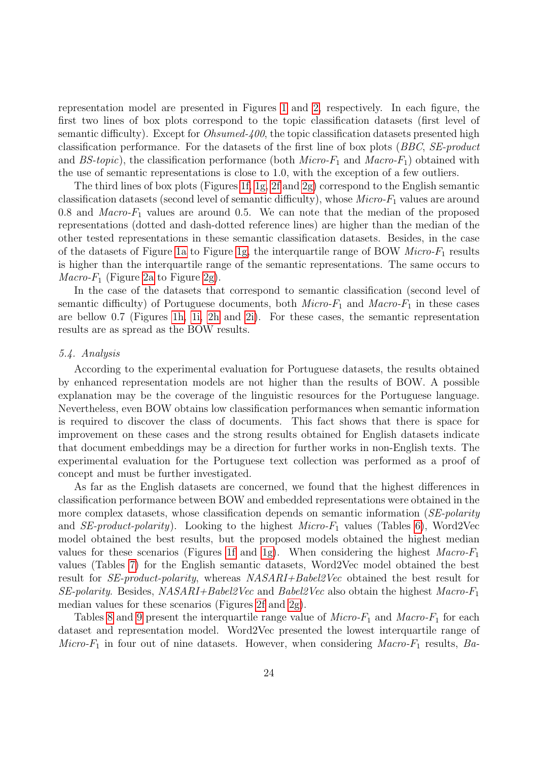representation model are presented in Figures 1 and 2, respectively. In each figure, the first two lines of box plots correspond to the topic classification datasets (first level of semantic difficulty). Except for *Ohsumed-400*, the topic classification datasets presented high classification performance. For the datasets of the first line of box plots (*BBC*, *SE-product* and *BS-topic*), the classification performance (both *Micro-*$F_1$ and *Macro-*$F_1$) obtained with the use of semantic representations is close to 1.0, with the exception of a few outliers.

The third lines of box plots (Figures 1f, 1g, 2f and 2g) correspond to the English semantic classification datasets (second level of semantic difficulty), whose *Micro-*$F_1$ values are around 0.8 and *Macro-*$F_1$ values are around 0.5. We can note that the median of the proposed representations (dotted and dash-dotted reference lines) are higher than the median of the other tested representations in these semantic classification datasets. Besides, in the case of the datasets of Figure 1a to Figure 1g, the interquartile range of BOW *Micro-*$F_1$ results is higher than the interquartile range of the semantic representations. The same occurs to *Macro-*$F_1$ (Figure 2a to Figure 2g).

In the case of the datasets that correspond to semantic classification (second level of semantic difficulty) of Portuguese documents, both *Micro-*$F_1$ and *Macro-*$F_1$ in these cases are bellow 0.7 (Figures 1h, 1i, 2h and 2i). For these cases, the semantic representation results are as spread as the BOW results.

### *5.4. Analysis*

According to the experimental evaluation for Portuguese datasets, the results obtained by enhanced representation models are not higher than the results of BOW. A possible explanation may be the coverage of the linguistic resources for the Portuguese language. Nevertheless, even BOW obtains low classification performances when semantic information is required to discover the class of documents. This fact shows that there is space for improvement on these cases and the strong results obtained for English datasets indicate that document embeddings may be a direction for further works in non-English texts. The experimental evaluation for the Portuguese text collection was performed as a proof of concept and must be further investigated.

As far as the English datasets are concerned, we found that the highest differences in classification performance between BOW and embedded representations were obtained in the more complex datasets, whose classification depends on semantic information (*SE-polarity* and *SE-product-polarity*). Looking to the highest *Micro-*$F_1$ values (Tables 6), Word2Vec model obtained the best results, but the proposed models obtained the highest median values for these scenarios (Figures 1f and 1g). When considering the highest *Macro-*$F_1$ values (Tables 7) for the English semantic datasets, Word2Vec model obtained the best result for *SE-product-polarity*, whereas *NASARI+Babel2Vec* obtained the best result for *SE-polarity*. Besides, *NASARI+Babel2Vec* and *Babel2Vec* also obtain the highest *Macro-*$F_1$ median values for these scenarios (Figures 2f and 2g).

Tables 8 and 9 present the interquartile range value of *Micro-*$F_1$ and *Macro-*$F_1$ for each dataset and representation model. Word2Vec presented the lowest interquartile range of *Micro-*$F_1$ in four out of nine datasets. However, when considering *Macro-*$F_1$ results, *Ba-*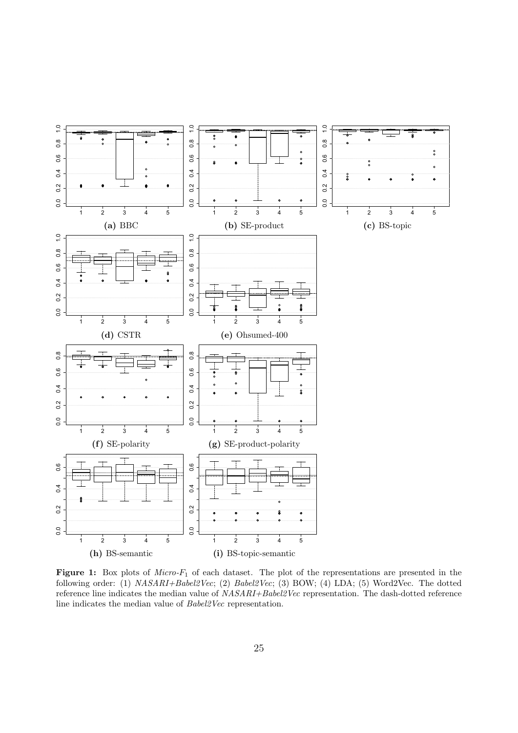1.0
0.8
0.6
0.4
0.2
0.0
1 2 3 4 5

**(a)** BBC

1.0
0.8
0.6
0.4
0.2
0.0
1 2 3 4 5

**(b)** SE-product

1.0
0.8
0.6
0.4
0.2
0.0
1 2 3 4 5

**(c)** BS-topic

1.0
0.8
0.6
0.4
0.2
0.0
1 2 3 4 5

**(d)** CSTR

1.0
0.8
0.6
0.4
0.2
0.0
1 2 3 4 5

**(e)** Ohsumed-400

0.8
0.6
0.4
0.2
0.0
1 2 3 4 5

**(f)** SE-polarity

0.8
0.6
0.4
0.2
0.0
1 2 3 4 5

**(g)** SE-product-polarity

0.6
0.4
0.2
0.0
1 2 3 4 5

**(h)** BS-semantic

0.6
0.4
0.2
0.0
1 2 3 4 5

**(i)** BS-topic-semantic

**Figure 1:** Box plots of *Micro-*$F_1$ of each dataset. The plot of the representations are presented in the following order: (1) *NASARI+Babel2Vec*; (2) *Babel2Vec*; (3) BOW; (4) LDA; (5) Word2Vec. The dotted reference line indicates the median value of *NASARI+Babel2Vec* representation. The dash-dotted reference line indicates the median value of *Babel2Vec* representation.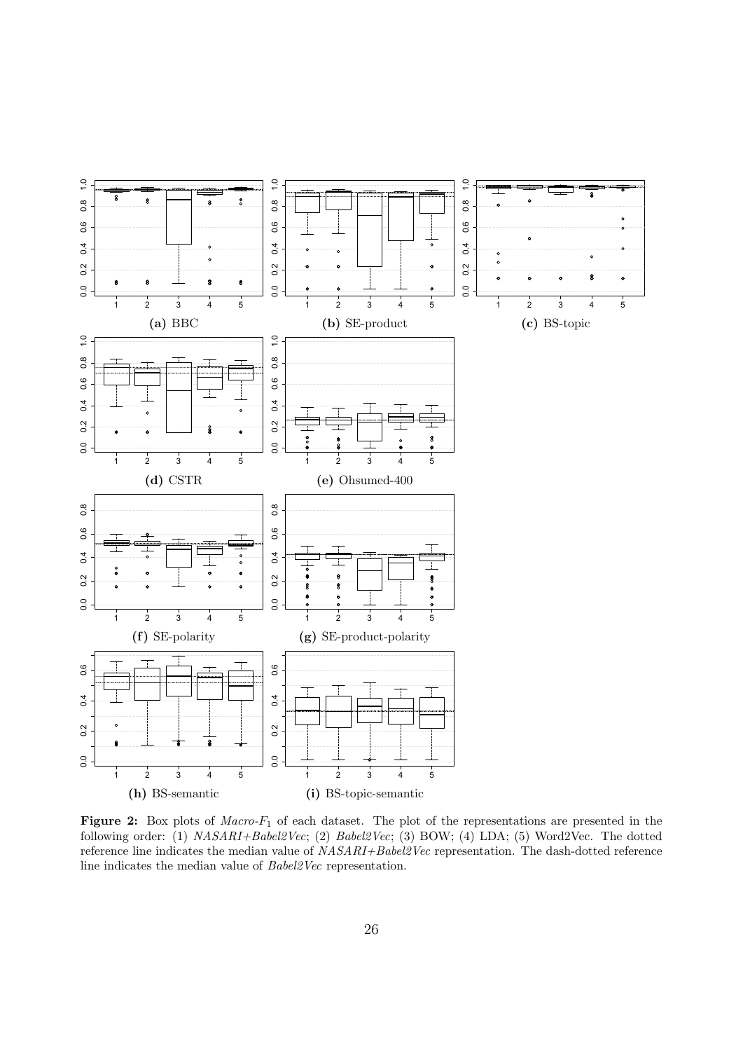0.0
0.2
0.4
0.6
0.8
1.0

1 2 3 4 5

**(a)** BBC

0.0
0.2
0.4
0.6
0.8
1.0

1 2 3 4 5

**(b)** SE-product

0.0
0.2
0.4
0.6
0.8
1.0

1 2 3 4 5

**(c)** BS-topic

0.0
0.2
0.4
0.6
0.8
1.0

1 2 3 4 5

**(d)** CSTR

0.0
0.2
0.4
0.6
0.8
1.0

1 2 3 4 5

**(e)** Ohsumed-400

0.0
0.2
0.4
0.6
0.8

1 2 3 4 5

**(f)** SE-polarity

0.0
0.2
0.4
0.6
0.8

1 2 3 4 5

**(g)** SE-product-polarity

0.0
0.2
0.4
0.6

1 2 3 4 5

**(h)** BS-semantic

0.0
0.2
0.4
0.6

1 2 3 4 5

**(i)** BS-topic-semantic

**Figure 2:** Box plots of *Macro-*$F_1$ of each dataset. The plot of the representations are presented in the following order: (1) *NASARI+Babel2Vec*; (2) *Babel2Vec*; (3) BOW; (4) LDA; (5) Word2Vec. The dotted reference line indicates the median value of *NASARI+Babel2Vec* representation. The dash-dotted reference line indicates the median value of *Babel2Vec* representation.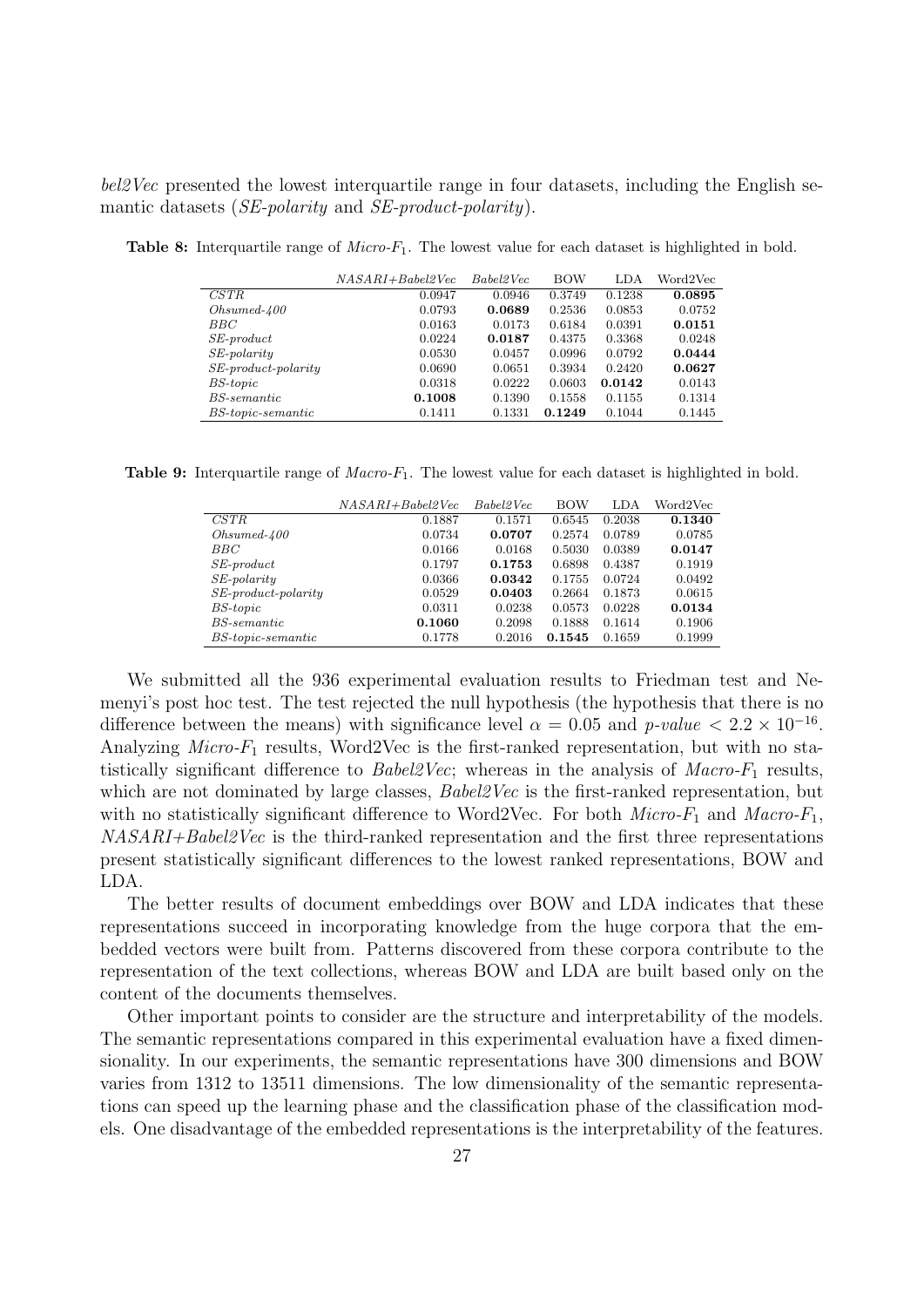*bel2Vec* presented the lowest interquartile range in four datasets, including the English semantic datasets (*SE-polarity* and *SE-product-polarity*).

**Table 8:** Interquartile range of *Micro-$F_1$*. The lowest value for each dataset is highlighted in bold.

| | *NASARI+Babel2Vec* | *Babel2Vec* | BOW | LDA | Word2Vec |
|---|---|---|---|---|---|
| *CSTR* | 0.0947 | 0.0946 | 0.3749 | 0.1238 | **0.0895** |
| *Ohsumed-400* | 0.0793 | **0.0689** | 0.2536 | 0.0853 | 0.0752 |
| *BBC* | 0.0163 | 0.0173 | 0.6184 | 0.0391 | **0.0151** |
| *SE-product* | 0.0224 | **0.0187** | 0.4375 | 0.3368 | 0.0248 |
| *SE-polarity* | 0.0530 | 0.0457 | 0.0996 | 0.0792 | **0.0444** |
| *SE-product-polarity* | 0.0690 | 0.0651 | 0.3934 | 0.2420 | **0.0627** |
| *BS-topic* | 0.0318 | 0.0222 | 0.0603 | **0.0142** | 0.0143 |
| *BS-semantic* | **0.1008** | 0.1390 | 0.1558 | 0.1155 | 0.1314 |
| *BS-topic-semantic* | 0.1411 | 0.1331 | **0.1249** | 0.1044 | 0.1445 |

**Table 9:** Interquartile range of *Macro-$F_1$*. The lowest value for each dataset is highlighted in bold.

| | *NASARI+Babel2Vec* | *Babel2Vec* | BOW | LDA | Word2Vec |
|---|---|---|---|---|---|
| *CSTR* | 0.1887 | 0.1571 | 0.6545 | 0.2038 | **0.1340** |
| *Ohsumed-400* | 0.0734 | **0.0707** | 0.2574 | 0.0789 | 0.0785 |
| *BBC* | 0.0166 | 0.0168 | 0.5030 | 0.0389 | **0.0147** |
| *SE-product* | 0.1797 | **0.1753** | 0.6898 | 0.4387 | 0.1919 |
| *SE-polarity* | 0.0366 | **0.0342** | 0.1755 | 0.0724 | 0.0492 |
| *SE-product-polarity* | 0.0529 | **0.0403** | 0.2664 | 0.1873 | 0.0615 |
| *BS-topic* | 0.0311 | 0.0238 | 0.0573 | 0.0228 | **0.0134** |
| *BS-semantic* | **0.1060** | 0.2098 | 0.1888 | 0.1614 | 0.1906 |
| *BS-topic-semantic* | 0.1778 | 0.2016 | **0.1545** | 0.1659 | 0.1999 |

We submitted all the 936 experimental evaluation results to Friedman test and Nemenyi's post hoc test. The test rejected the null hypothesis (the hypothesis that there is no difference between the means) with significance level $\alpha = 0.05$ and $p\text{-}value < 2.2 \times 10^{-16}$. Analyzing *Micro-$F_1$* results, Word2Vec is the first-ranked representation, but with no statistically significant difference to *Babel2Vec*; whereas in the analysis of *Macro-$F_1$* results, which are not dominated by large classes, *Babel2Vec* is the first-ranked representation, but with no statistically significant difference to Word2Vec. For both *Micro-$F_1$* and *Macro-$F_1$*, *NASARI+Babel2Vec* is the third-ranked representation and the first three representations present statistically significant differences to the lowest ranked representations, BOW and LDA.

The better results of document embeddings over BOW and LDA indicates that these representations succeed in incorporating knowledge from the huge corpora that the embedded vectors were built from. Patterns discovered from these corpora contribute to the representation of the text collections, whereas BOW and LDA are built based only on the content of the documents themselves.

Other important points to consider are the structure and interpretability of the models. The semantic representations compared in this experimental evaluation have a fixed dimensionality. In our experiments, the semantic representations have 300 dimensions and BOW varies from 1312 to 13511 dimensions. The low dimensionality of the semantic representations can speed up the learning phase and the classification phase of the classification models. One disadvantage of the embedded representations is the interpretability of the features.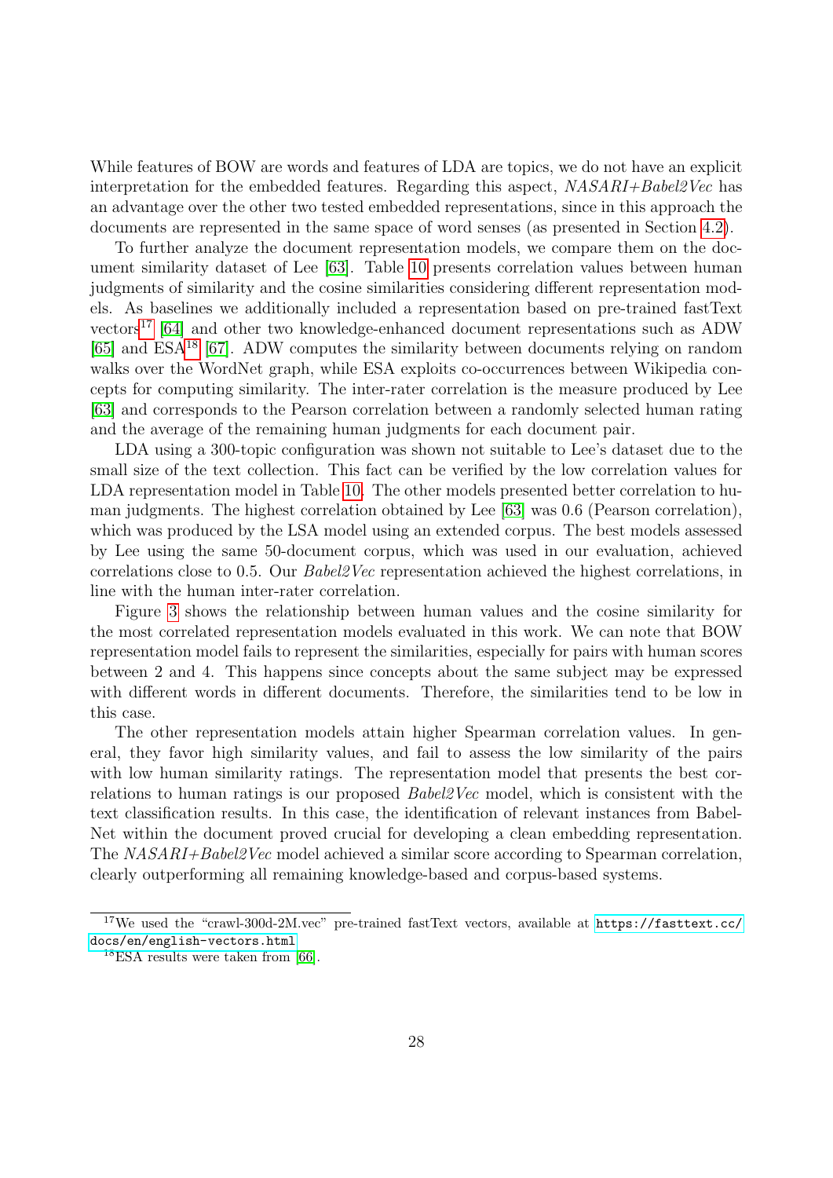While features of BOW are words and features of LDA are topics, we do not have an explicit interpretation for the embedded features. Regarding this aspect, *NASARI+Babel2Vec* has an advantage over the other two tested embedded representations, since in this approach the documents are represented in the same space of word senses (as presented in Section 4.2).

To further analyze the document representation models, we compare them on the document similarity dataset of Lee [63]. Table 10 presents correlation values between human judgments of similarity and the cosine similarities considering different representation models. As baselines we additionally included a representation based on pre-trained fastText vectors[17] [64] and other two knowledge-enhanced document representations such as ADW [65] and ESA[18] [67]. ADW computes the similarity between documents relying on random walks over the WordNet graph, while ESA exploits co-occurrences between Wikipedia concepts for computing similarity. The inter-rater correlation is the measure produced by Lee [63] and corresponds to the Pearson correlation between a randomly selected human rating and the average of the remaining human judgments for each document pair.

LDA using a 300-topic configuration was shown not suitable to Lee's dataset due to the small size of the text collection. This fact can be verified by the low correlation values for LDA representation model in Table 10. The other models presented better correlation to human judgments. The highest correlation obtained by Lee [63] was 0.6 (Pearson correlation), which was produced by the LSA model using an extended corpus. The best models assessed by Lee using the same 50-document corpus, which was used in our evaluation, achieved correlations close to 0.5. Our *Babel2Vec* representation achieved the highest correlations, in line with the human inter-rater correlation.

Figure 3 shows the relationship between human values and the cosine similarity for the most correlated representation models evaluated in this work. We can note that BOW representation model fails to represent the similarities, especially for pairs with human scores between 2 and 4. This happens since concepts about the same subject may be expressed with different words in different documents. Therefore, the similarities tend to be low in this case.

The other representation models attain higher Spearman correlation values. In general, they favor high similarity values, and fail to assess the low similarity of the pairs with low human similarity ratings. The representation model that presents the best correlations to human ratings is our proposed *Babel2Vec* model, which is consistent with the text classification results. In this case, the identification of relevant instances from BabelNet within the document proved crucial for developing a clean embedding representation. The *NASARI+Babel2Vec* model achieved a similar score according to Spearman correlation, clearly outperforming all remaining knowledge-based and corpus-based systems.

[17] We used the "crawl-300d-2M.vec" pre-trained fastText vectors, available at `https://fasttext.cc/docs/en/english-vectors.html`

[18] ESA results were taken from [66].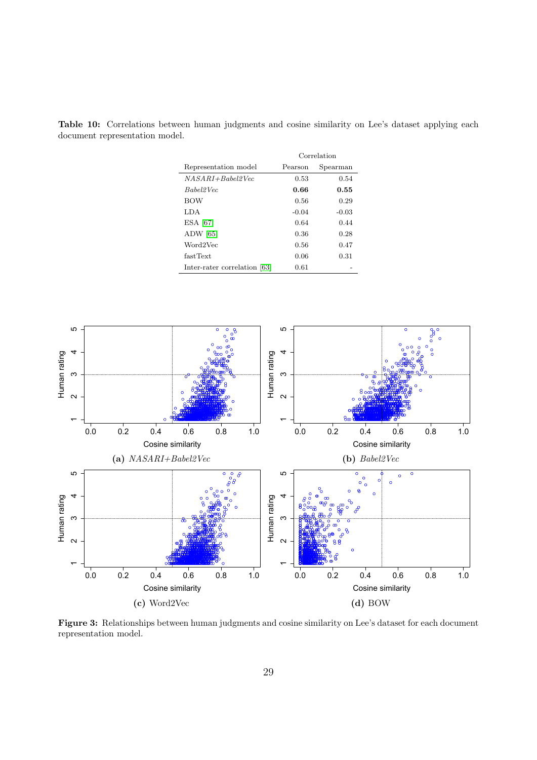**Table 10:** Correlations between human judgments and cosine similarity on Lee's dataset applying each document representation model.

| | Correlation | |
|---|---|---|
| Representation model | Pearson | Spearman |
| *NASARI+Babel2Vec* | 0.53 | 0.54 |
| *Babel2Vec* | **0.66** | **0.55** |
| BOW | 0.56 | 0.29 |
| LDA | -0.04 | -0.03 |
| ESA [67] | 0.64 | 0.44 |
| ADW [65] | 0.36 | 0.28 |
| Word2Vec | 0.56 | 0.47 |
| fastText | 0.06 | 0.31 |
| Inter-rater correlation [63] | 0.61 | - |

Human rating
1 2 3 4 5
0.0 0.2 0.4 0.6 0.8 1.0
Cosine similarity

**(a)** *NASARI+Babel2Vec*

Human rating
1 2 3 4 5
0.0 0.2 0.4 0.6 0.8 1.0
Cosine similarity

**(b)** *Babel2Vec*

Human rating
1 2 3 4 5
0.0 0.2 0.4 0.6 0.8 1.0
Cosine similarity

**(c)** Word2Vec

Human rating
1 2 3 4 5
0.0 0.2 0.4 0.6 0.8 1.0
Cosine similarity

**(d)** BOW

**Figure 3:** Relationships between human judgments and cosine similarity on Lee's dataset for each document representation model.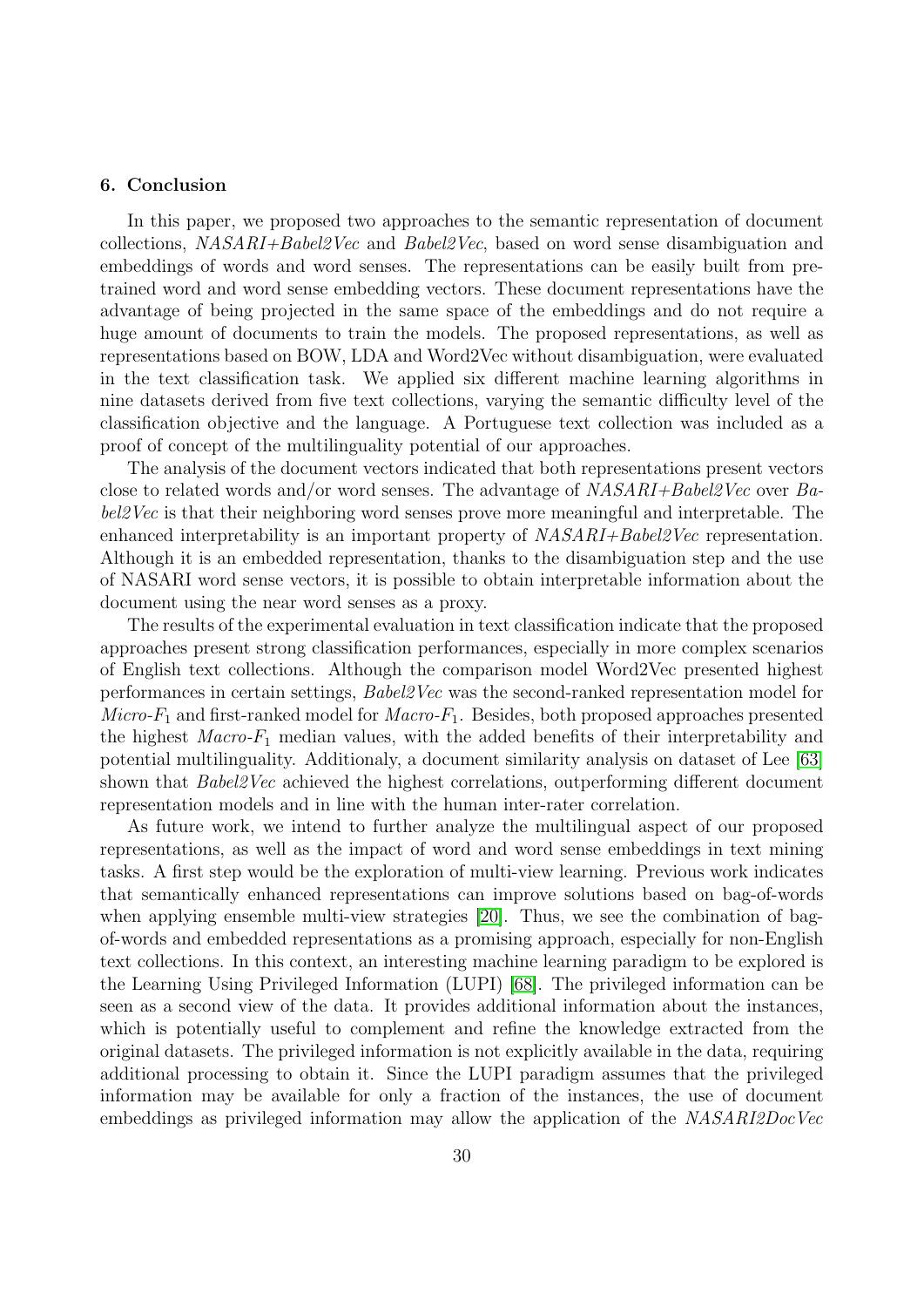## 6. Conclusion

In this paper, we proposed two approaches to the semantic representation of document collections, *NASARI+Babel2Vec* and *Babel2Vec*, based on word sense disambiguation and embeddings of words and word senses. The representations can be easily built from pre-trained word and word sense embedding vectors. These document representations have the advantage of being projected in the same space of the embeddings and do not require a huge amount of documents to train the models. The proposed representations, as well as representations based on BOW, LDA and Word2Vec without disambiguation, were evaluated in the text classification task. We applied six different machine learning algorithms in nine datasets derived from five text collections, varying the semantic difficulty level of the classification objective and the language. A Portuguese text collection was included as a proof of concept of the multilinguality potential of our approaches.

The analysis of the document vectors indicated that both representations present vectors close to related words and/or word senses. The advantage of *NASARI+Babel2Vec* over *Babel2Vec* is that their neighboring word senses prove more meaningful and interpretable. The enhanced interpretability is an important property of *NASARI+Babel2Vec* representation. Although it is an embedded representation, thanks to the disambiguation step and the use of NASARI word sense vectors, it is possible to obtain interpretable information about the document using the near word senses as a proxy.

The results of the experimental evaluation in text classification indicate that the proposed approaches present strong classification performances, especially in more complex scenarios of English text collections. Although the comparison model Word2Vec presented highest performances in certain settings, *Babel2Vec* was the second-ranked representation model for *Micro*-$F_1$ and first-ranked model for *Macro*-$F_1$. Besides, both proposed approaches presented the highest *Macro*-$F_1$ median values, with the added benefits of their interpretability and potential multilinguality. Additionaly, a document similarity analysis on dataset of Lee [63] shown that *Babel2Vec* achieved the highest correlations, outperforming different document representation models and in line with the human inter-rater correlation.

As future work, we intend to further analyze the multilingual aspect of our proposed representations, as well as the impact of word and word sense embeddings in text mining tasks. A first step would be the exploration of multi-view learning. Previous work indicates that semantically enhanced representations can improve solutions based on bag-of-words when applying ensemble multi-view strategies [20]. Thus, we see the combination of bag-of-words and embedded representations as a promising approach, especially for non-English text collections. In this context, an interesting machine learning paradigm to be explored is the Learning Using Privileged Information (LUPI) [68]. The privileged information can be seen as a second view of the data. It provides additional information about the instances, which is potentially useful to complement and refine the knowledge extracted from the original datasets. The privileged information is not explicitly available in the data, requiring additional processing to obtain it. Since the LUPI paradigm assumes that the privileged information may be available for only a fraction of the instances, the use of document embeddings as privileged information may allow the application of the *NASARI2DocVec*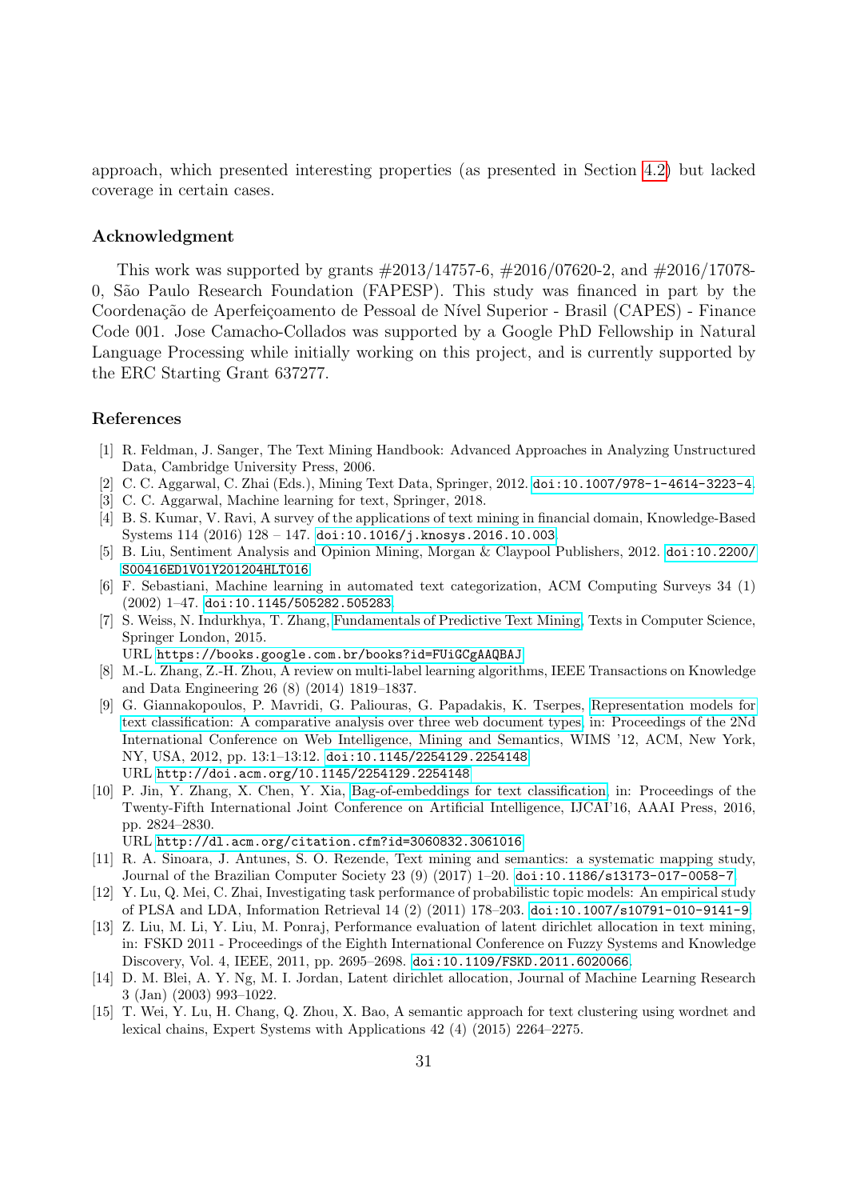approach, which presented interesting properties (as presented in Section 4.2) but lacked coverage in certain cases.

### Acknowledgment

This work was supported by grants #2013/14757-6, #2016/07620-2, and #2016/17078-0, São Paulo Research Foundation (FAPESP). This study was financed in part by the Coordenação de Aperfeiçoamento de Pessoal de Nível Superior - Brasil (CAPES) - Finance Code 001. Jose Camacho-Collados was supported by a Google PhD Fellowship in Natural Language Processing while initially working on this project, and is currently supported by the ERC Starting Grant 637277.

### References

[1] R. Feldman, J. Sanger, The Text Mining Handbook: Advanced Approaches in Analyzing Unstructured Data, Cambridge University Press, 2006.

[2] C. C. Aggarwal, C. Zhai (Eds.), Mining Text Data, Springer, 2012. doi:10.1007/978-1-4614-3223-4.

[3] C. C. Aggarwal, Machine learning for text, Springer, 2018.

[4] B. S. Kumar, V. Ravi, A survey of the applications of text mining in financial domain, Knowledge-Based Systems 114 (2016) 128 – 147. doi:10.1016/j.knosys.2016.10.003.

[5] B. Liu, Sentiment Analysis and Opinion Mining, Morgan & Claypool Publishers, 2012. doi:10.2200/S00416ED1V01Y201204HLT016.

[6] F. Sebastiani, Machine learning in automated text categorization, ACM Computing Surveys 34 (1) (2002) 1–47. doi:10.1145/505282.505283.

[7] S. Weiss, N. Indurkhya, T. Zhang, Fundamentals of Predictive Text Mining, Texts in Computer Science, Springer London, 2015.
URL https://books.google.com.br/books?id=FUiGCgAAQBAJ

[8] M.-L. Zhang, Z.-H. Zhou, A review on multi-label learning algorithms, IEEE Transactions on Knowledge and Data Engineering 26 (8) (2014) 1819–1837.

[9] G. Giannakopoulos, P. Mavridi, G. Paliouras, G. Papadakis, K. Tserpes, Representation models for text classification: A comparative analysis over three web document types, in: Proceedings of the 2Nd International Conference on Web Intelligence, Mining and Semantics, WIMS '12, ACM, New York, NY, USA, 2012, pp. 13:1–13:12. doi:10.1145/2254129.2254148.
URL http://doi.acm.org/10.1145/2254129.2254148

[10] P. Jin, Y. Zhang, X. Chen, Y. Xia, Bag-of-embeddings for text classification, in: Proceedings of the Twenty-Fifth International Joint Conference on Artificial Intelligence, IJCAI'16, AAAI Press, 2016, pp. 2824–2830.
URL http://dl.acm.org/citation.cfm?id=3060832.3061016

[11] R. A. Sinoara, J. Antunes, S. O. Rezende, Text mining and semantics: a systematic mapping study, Journal of the Brazilian Computer Society 23 (9) (2017) 1–20. doi:10.1186/s13173-017-0058-7.

[12] Y. Lu, Q. Mei, C. Zhai, Investigating task performance of probabilistic topic models: An empirical study of PLSA and LDA, Information Retrieval 14 (2) (2011) 178–203. doi:10.1007/s10791-010-9141-9.

[13] Z. Liu, M. Li, Y. Liu, M. Ponraj, Performance evaluation of latent dirichlet allocation in text mining, in: FSKD 2011 - Proceedings of the Eighth International Conference on Fuzzy Systems and Knowledge Discovery, Vol. 4, IEEE, 2011, pp. 2695–2698. doi:10.1109/FSKD.2011.6020066.

[14] D. M. Blei, A. Y. Ng, M. I. Jordan, Latent dirichlet allocation, Journal of Machine Learning Research 3 (Jan) (2003) 993–1022.

[15] T. Wei, Y. Lu, H. Chang, Q. Zhou, X. Bao, A semantic approach for text clustering using wordnet and lexical chains, Expert Systems with Applications 42 (4) (2015) 2264–2275.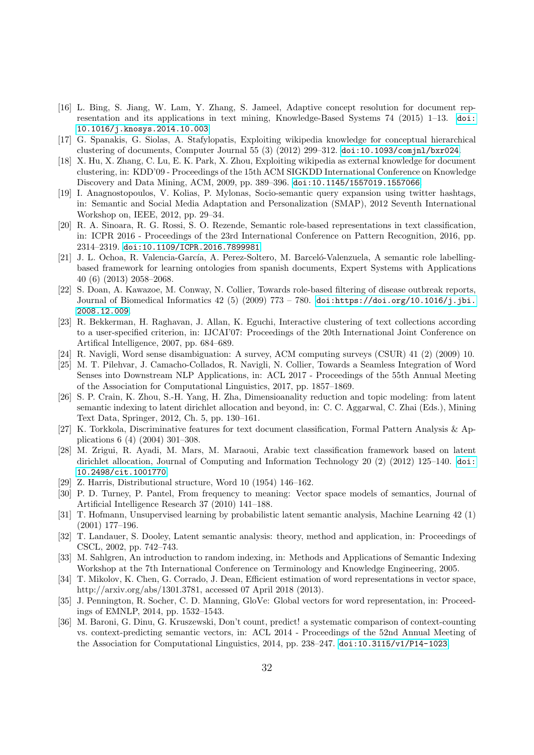[16] L. Bing, S. Jiang, W. Lam, Y. Zhang, S. Jameel, Adaptive concept resolution for document representation and its applications in text mining, Knowledge-Based Systems 74 (2015) 1–13. doi:10.1016/j.knosys.2014.10.003.

[17] G. Spanakis, G. Siolas, A. Stafylopatis, Exploiting wikipedia knowledge for conceptual hierarchical clustering of documents, Computer Journal 55 (3) (2012) 299–312. doi:10.1093/comjnl/bxr024.

[18] X. Hu, X. Zhang, C. Lu, E. K. Park, X. Zhou, Exploiting wikipedia as external knowledge for document clustering, in: KDD'09 - Proceedings of the 15th ACM SIGKDD International Conference on Knowledge Discovery and Data Mining, ACM, 2009, pp. 389–396. doi:10.1145/1557019.1557066.

[19] I. Anagnostopoulos, V. Kolias, P. Mylonas, Socio-semantic query expansion using twitter hashtags, in: Semantic and Social Media Adaptation and Personalization (SMAP), 2012 Seventh International Workshop on, IEEE, 2012, pp. 29–34.

[20] R. A. Sinoara, R. G. Rossi, S. O. Rezende, Semantic role-based representations in text classification, in: ICPR 2016 - Proceedings of the 23rd International Conference on Pattern Recognition, 2016, pp. 2314–2319. doi:10.1109/ICPR.2016.7899981.

[21] J. L. Ochoa, R. Valencia-García, A. Perez-Soltero, M. Barceló-Valenzuela, A semantic role labelling-based framework for learning ontologies from spanish documents, Expert Systems with Applications 40 (6) (2013) 2058–2068.

[22] S. Doan, A. Kawazoe, M. Conway, N. Collier, Towards role-based filtering of disease outbreak reports, Journal of Biomedical Informatics 42 (5) (2009) 773 – 780. doi:https://doi.org/10.1016/j.jbi.2008.12.009.

[23] R. Bekkerman, H. Raghavan, J. Allan, K. Eguchi, Interactive clustering of text collections according to a user-specified criterion, in: IJCAI'07: Proceedings of the 20th International Joint Conference on Artifical Intelligence, 2007, pp. 684–689.

[24] R. Navigli, Word sense disambiguation: A survey, ACM computing surveys (CSUR) 41 (2) (2009) 10.

[25] M. T. Pilehvar, J. Camacho-Collados, R. Navigli, N. Collier, Towards a Seamless Integration of Word Senses into Downstream NLP Applications, in: ACL 2017 - Proceedings of the 55th Annual Meeting of the Association for Computational Linguistics, 2017, pp. 1857–1869.

[26] S. P. Crain, K. Zhou, S.-H. Yang, H. Zha, Dimensioanality reduction and topic modeling: from latent semantic indexing to latent dirichlet allocation and beyond, in: C. C. Aggarwal, C. Zhai (Eds.), Mining Text Data, Springer, 2012, Ch. 5, pp. 130–161.

[27] K. Torkkola, Discriminative features for text document classification, Formal Pattern Analysis & Applications 6 (4) (2004) 301–308.

[28] M. Zrigui, R. Ayadi, M. Mars, M. Maraoui, Arabic text classification framework based on latent dirichlet allocation, Journal of Computing and Information Technology 20 (2) (2012) 125–140. doi:10.2498/cit.1001770.

[29] Z. Harris, Distributional structure, Word 10 (1954) 146–162.

[30] P. D. Turney, P. Pantel, From frequency to meaning: Vector space models of semantics, Journal of Artificial Intelligence Research 37 (2010) 141–188.

[31] T. Hofmann, Unsupervised learning by probabilistic latent semantic analysis, Machine Learning 42 (1) (2001) 177–196.

[32] T. Landauer, S. Dooley, Latent semantic analysis: theory, method and application, in: Proceedings of CSCL, 2002, pp. 742–743.

[33] M. Sahlgren, An introduction to random indexing, in: Methods and Applications of Semantic Indexing Workshop at the 7th International Conference on Terminology and Knowledge Engineering, 2005.

[34] T. Mikolov, K. Chen, G. Corrado, J. Dean, Efficient estimation of word representations in vector space, http://arxiv.org/abs/1301.3781, accessed 07 April 2018 (2013).

[35] J. Pennington, R. Socher, C. D. Manning, GloVe: Global vectors for word representation, in: Proceedings of EMNLP, 2014, pp. 1532–1543.

[36] M. Baroni, G. Dinu, G. Kruszewski, Don't count, predict! a systematic comparison of context-counting vs. context-predicting semantic vectors, in: ACL 2014 - Proceedings of the 52nd Annual Meeting of the Association for Computational Linguistics, 2014, pp. 238–247. doi:10.3115/v1/P14-1023.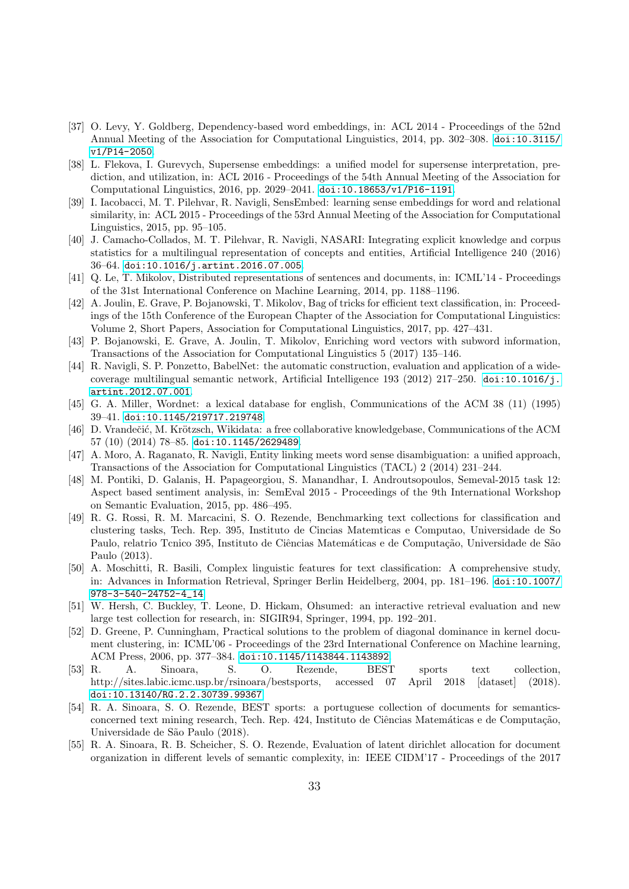[37] O. Levy, Y. Goldberg, Dependency-based word embeddings, in: ACL 2014 - Proceedings of the 52nd Annual Meeting of the Association for Computational Linguistics, 2014, pp. 302–308. doi:10.3115/v1/P14-2050.

[38] L. Flekova, I. Gurevych, Supersense embeddings: a unified model for supersense interpretation, prediction, and utilization, in: ACL 2016 - Proceedings of the 54th Annual Meeting of the Association for Computational Linguistics, 2016, pp. 2029–2041. doi:10.18653/v1/P16-1191.

[39] I. Iacobacci, M. T. Pilehvar, R. Navigli, SensEmbed: learning sense embeddings for word and relational similarity, in: ACL 2015 - Proceedings of the 53rd Annual Meeting of the Association for Computational Linguistics, 2015, pp. 95–105.

[40] J. Camacho-Collados, M. T. Pilehvar, R. Navigli, NASARI: Integrating explicit knowledge and corpus statistics for a multilingual representation of concepts and entities, Artificial Intelligence 240 (2016) 36–64. doi:10.1016/j.artint.2016.07.005.

[41] Q. Le, T. Mikolov, Distributed representations of sentences and documents, in: ICML'14 - Proceedings of the 31st International Conference on Machine Learning, 2014, pp. 1188–1196.

[42] A. Joulin, E. Grave, P. Bojanowski, T. Mikolov, Bag of tricks for efficient text classification, in: Proceedings of the 15th Conference of the European Chapter of the Association for Computational Linguistics: Volume 2, Short Papers, Association for Computational Linguistics, 2017, pp. 427–431.

[43] P. Bojanowski, E. Grave, A. Joulin, T. Mikolov, Enriching word vectors with subword information, Transactions of the Association for Computational Linguistics 5 (2017) 135–146.

[44] R. Navigli, S. P. Ponzetto, BabelNet: the automatic construction, evaluation and application of a wide-coverage multilingual semantic network, Artificial Intelligence 193 (2012) 217–250. doi:10.1016/j.artint.2012.07.001.

[45] G. A. Miller, Wordnet: a lexical database for english, Communications of the ACM 38 (11) (1995) 39–41. doi:10.1145/219717.219748.

[46] D. Vrandečić, M. Krötzsch, Wikidata: a free collaborative knowledgebase, Communications of the ACM 57 (10) (2014) 78–85. doi:10.1145/2629489.

[47] A. Moro, A. Raganato, R. Navigli, Entity linking meets word sense disambiguation: a unified approach, Transactions of the Association for Computational Linguistics (TACL) 2 (2014) 231–244.

[48] M. Pontiki, D. Galanis, H. Papageorgiou, S. Manandhar, I. Androutsopoulos, Semeval-2015 task 12: Aspect based sentiment analysis, in: SemEval 2015 - Proceedings of the 9th International Workshop on Semantic Evaluation, 2015, pp. 486–495.

[49] R. G. Rossi, R. M. Marcacini, S. O. Rezende, Benchmarking text collections for classification and clustering tasks, Tech. Rep. 395, Instituto de Cincias Matemticas e Computao, Universidade de So Paulo, relatrio Tcnico 395, Instituto de Ciências Matemáticas e de Computação, Universidade de São Paulo (2013).

[50] A. Moschitti, R. Basili, Complex linguistic features for text classification: A comprehensive study, in: Advances in Information Retrieval, Springer Berlin Heidelberg, 2004, pp. 181–196. doi:10.1007/978-3-540-24752-4_14.

[51] W. Hersh, C. Buckley, T. Leone, D. Hickam, Ohsumed: an interactive retrieval evaluation and new large test collection for research, in: SIGIR94, Springer, 1994, pp. 192–201.

[52] D. Greene, P. Cunningham, Practical solutions to the problem of diagonal dominance in kernel document clustering, in: ICML'06 - Proceedings of the 23rd International Conference on Machine learning, ACM Press, 2006, pp. 377–384. doi:10.1145/1143844.1143892.

[53] R. A. Sinoara, S. O. Rezende, BEST sports text collection, http://sites.labic.icmc.usp.br/rsinoara/bestsports, accessed 07 April 2018 [dataset] (2018). doi:10.13140/RG.2.2.30739.99367.

[54] R. A. Sinoara, S. O. Rezende, BEST sports: a portuguese collection of documents for semantics-concerned text mining research, Tech. Rep. 424, Instituto de Ciências Matemáticas e de Computação, Universidade de São Paulo (2018).

[55] R. A. Sinoara, R. B. Scheicher, S. O. Rezende, Evaluation of latent dirichlet allocation for document organization in different levels of semantic complexity, in: IEEE CIDM'17 - Proceedings of the 2017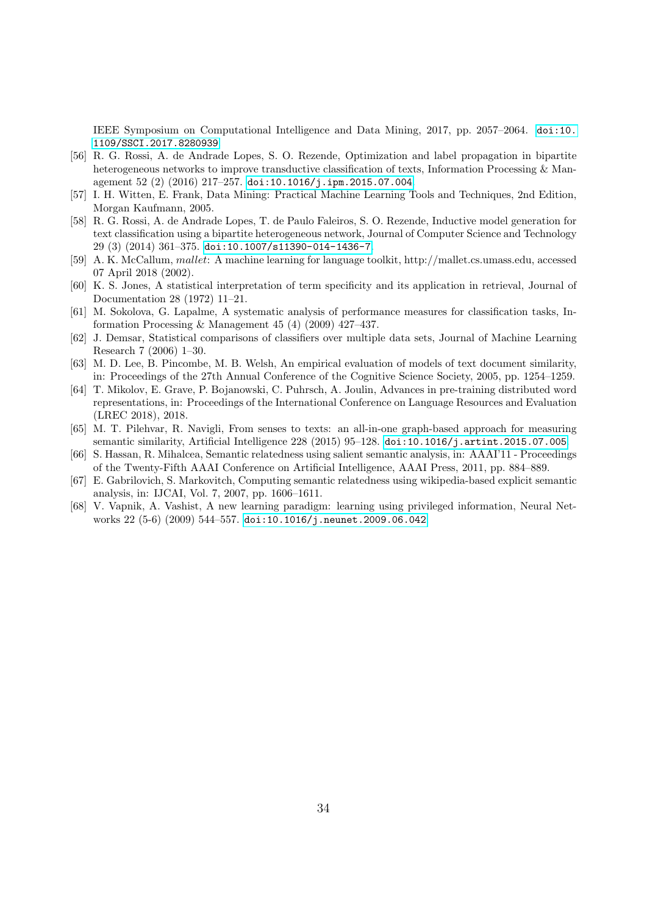IEEE Symposium on Computational Intelligence and Data Mining, 2017, pp. 2057–2064. doi:10.1109/SSCI.2017.8280939

[56] R. G. Rossi, A. de Andrade Lopes, S. O. Rezende, Optimization and label propagation in bipartite heterogeneous networks to improve transductive classification of texts, Information Processing & Management 52 (2) (2016) 217–257. doi:10.1016/j.ipm.2015.07.004

[57] I. H. Witten, E. Frank, Data Mining: Practical Machine Learning Tools and Techniques, 2nd Edition, Morgan Kaufmann, 2005.

[58] R. G. Rossi, A. de Andrade Lopes, T. de Paulo Faleiros, S. O. Rezende, Inductive model generation for text classification using a bipartite heterogeneous network, Journal of Computer Science and Technology 29 (3) (2014) 361–375. doi:10.1007/s11390-014-1436-7

[59] A. K. McCallum, *mallet*: A machine learning for language toolkit, http://mallet.cs.umass.edu, accessed 07 April 2018 (2002).

[60] K. S. Jones, A statistical interpretation of term specificity and its application in retrieval, Journal of Documentation 28 (1972) 11–21.

[61] M. Sokolova, G. Lapalme, A systematic analysis of performance measures for classification tasks, Information Processing & Management 45 (4) (2009) 427–437.

[62] J. Demsar, Statistical comparisons of classifiers over multiple data sets, Journal of Machine Learning Research 7 (2006) 1–30.

[63] M. D. Lee, B. Pincombe, M. B. Welsh, An empirical evaluation of models of text document similarity, in: Proceedings of the 27th Annual Conference of the Cognitive Science Society, 2005, pp. 1254–1259.

[64] T. Mikolov, E. Grave, P. Bojanowski, C. Puhrsch, A. Joulin, Advances in pre-training distributed word representations, in: Proceedings of the International Conference on Language Resources and Evaluation (LREC 2018), 2018.

[65] M. T. Pilehvar, R. Navigli, From senses to texts: an all-in-one graph-based approach for measuring semantic similarity, Artificial Intelligence 228 (2015) 95–128. doi:10.1016/j.artint.2015.07.005

[66] S. Hassan, R. Mihalcea, Semantic relatedness using salient semantic analysis, in: AAAI'11 - Proceedings of the Twenty-Fifth AAAI Conference on Artificial Intelligence, AAAI Press, 2011, pp. 884–889.

[67] E. Gabrilovich, S. Markovitch, Computing semantic relatedness using wikipedia-based explicit semantic analysis, in: IJCAI, Vol. 7, 2007, pp. 1606–1611.

[68] V. Vapnik, A. Vashist, A new learning paradigm: learning using privileged information, Neural Networks 22 (5-6) (2009) 544–557. doi:10.1016/j.neunet.2009.06.042